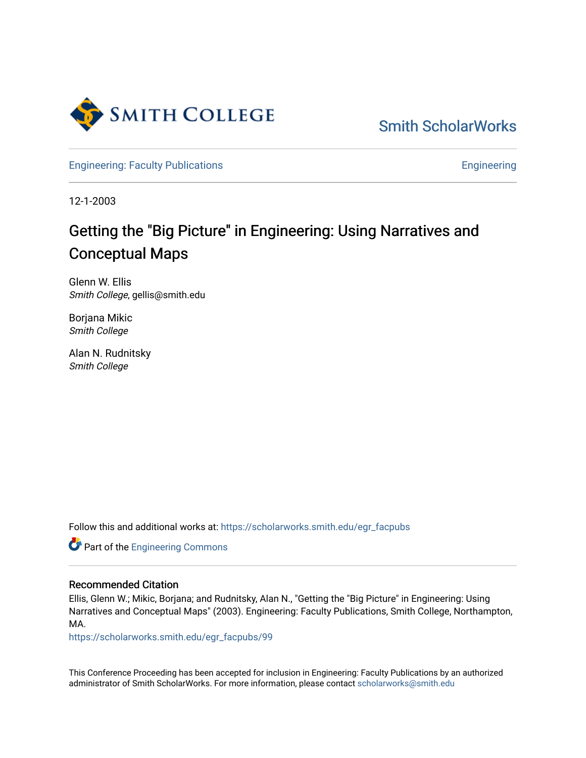Smith ScholarWorks

Engineering: Faculty Publications

Engineering

12-1-2003

# Getting the "Big Picture" in Engineering: Using Narratives and Conceptual Maps

Glenn W. Ellis
*Smith College*, gellis@smith.edu

Borjana Mikic
*Smith College*

Alan N. Rudnitsky
*Smith College*

Follow this and additional works at: https://scholarworks.smith.edu/egr_facpubs

Part of the Engineering Commons

## Recommended Citation

Ellis, Glenn W.; Mikic, Borjana; and Rudnitsky, Alan N., "Getting the "Big Picture" in Engineering: Using Narratives and Conceptual Maps" (2003). Engineering: Faculty Publications, Smith College, Northampton, MA.
https://scholarworks.smith.edu/egr_facpubs/99

This Conference Proceeding has been accepted for inclusion in Engineering: Faculty Publications by an authorized administrator of Smith ScholarWorks. For more information, please contact scholarworks@smith.edu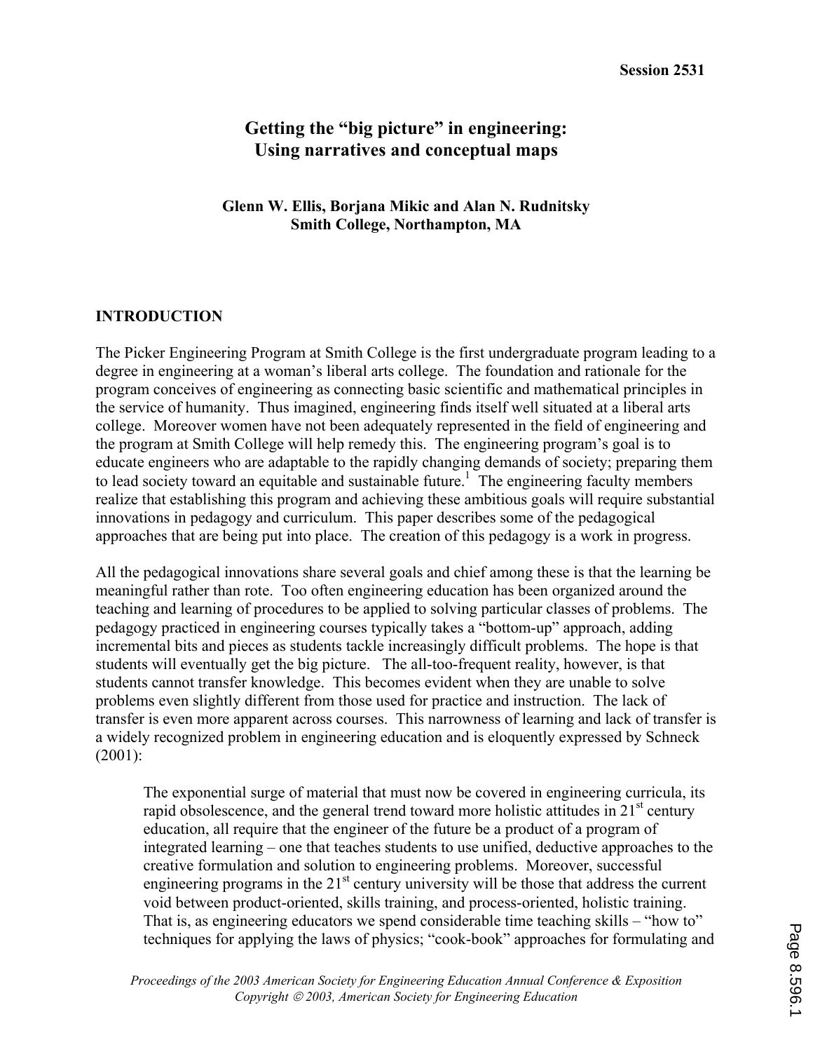**Session 2531**

# Getting the "big picture" in engineering: Using narratives and conceptual maps

**Glenn W. Ellis, Borjana Mikic and Alan N. Rudnitsky**
**Smith College, Northampton, MA**

## INTRODUCTION

The Picker Engineering Program at Smith College is the first undergraduate program leading to a degree in engineering at a woman's liberal arts college. The foundation and rationale for the program conceives of engineering as connecting basic scientific and mathematical principles in the service of humanity. Thus imagined, engineering finds itself well situated at a liberal arts college. Moreover women have not been adequately represented in the field of engineering and the program at Smith College will help remedy this. The engineering program's goal is to educate engineers who are adaptable to the rapidly changing demands of society; preparing them to lead society toward an equitable and sustainable future.[1] The engineering faculty members realize that establishing this program and achieving these ambitious goals will require substantial innovations in pedagogy and curriculum. This paper describes some of the pedagogical approaches that are being put into place. The creation of this pedagogy is a work in progress.

All the pedagogical innovations share several goals and chief among these is that the learning be meaningful rather than rote. Too often engineering education has been organized around the teaching and learning of procedures to be applied to solving particular classes of problems. The pedagogy practiced in engineering courses typically takes a "bottom-up" approach, adding incremental bits and pieces as students tackle increasingly difficult problems. The hope is that students will eventually get the big picture. The all-too-frequent reality, however, is that students cannot transfer knowledge. This becomes evident when they are unable to solve problems even slightly different from those used for practice and instruction. The lack of transfer is even more apparent across courses. This narrowness of learning and lack of transfer is a widely recognized problem in engineering education and is eloquently expressed by Schneck (2001):

> The exponential surge of material that must now be covered in engineering curricula, its rapid obsolescence, and the general trend toward more holistic attitudes in 21st century education, all require that the engineer of the future be a product of a program of integrated learning – one that teaches students to use unified, deductive approaches to the creative formulation and solution to engineering problems. Moreover, successful engineering programs in the 21st century university will be those that address the current void between product-oriented, skills training, and process-oriented, holistic training. That is, as engineering educators we spend considerable time teaching skills – "how to" techniques for applying the laws of physics; "cook-book" approaches for formulating and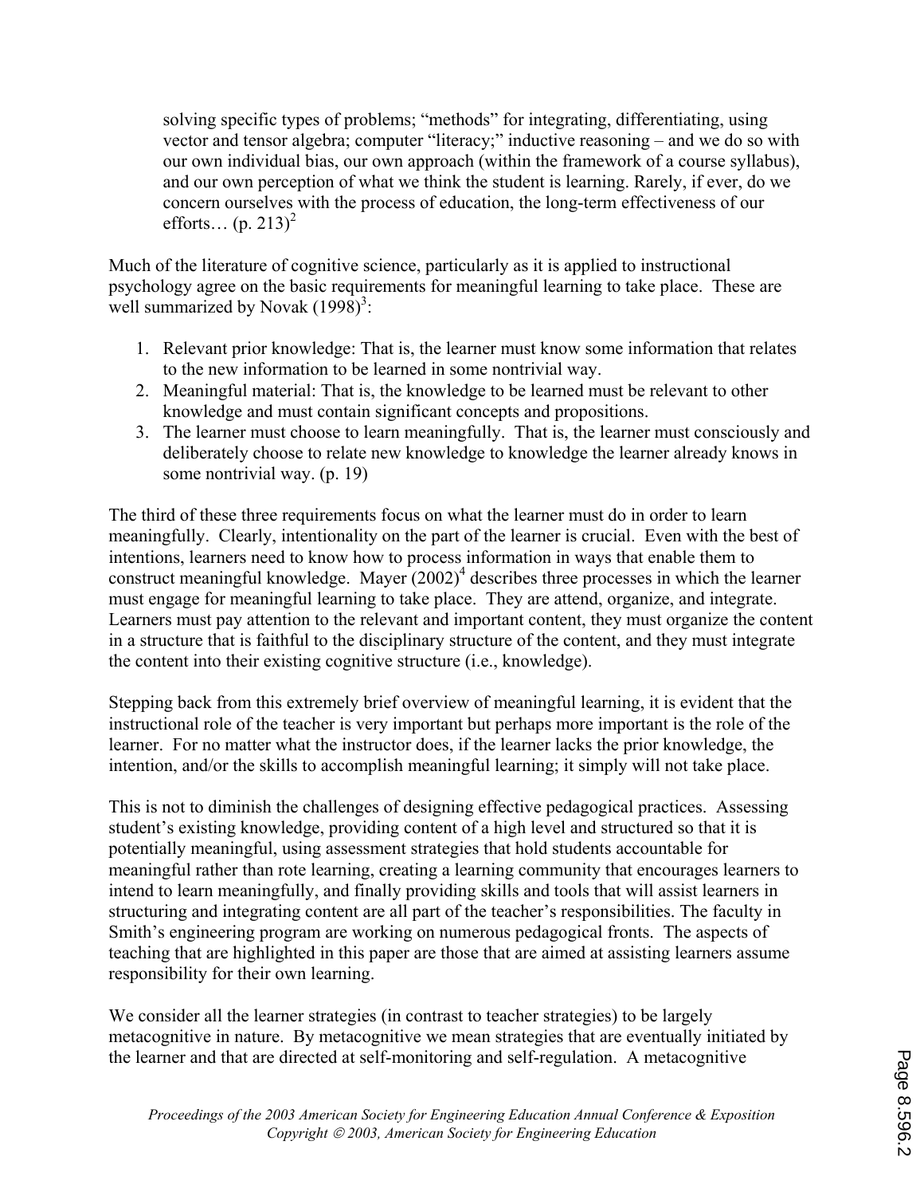> solving specific types of problems; "methods" for integrating, differentiating, using vector and tensor algebra; computer "literacy;" inductive reasoning – and we do so with our own individual bias, our own approach (within the framework of a course syllabus), and our own perception of what we think the student is learning. Rarely, if ever, do we concern ourselves with the process of education, the long-term effectiveness of our efforts… (p. 213)[2]

Much of the literature of cognitive science, particularly as it is applied to instructional psychology agree on the basic requirements for meaningful learning to take place. These are well summarized by Novak (1998)[3]:

1. Relevant prior knowledge: That is, the learner must know some information that relates to the new information to be learned in some nontrivial way.
2. Meaningful material: That is, the knowledge to be learned must be relevant to other knowledge and must contain significant concepts and propositions.
3. The learner must choose to learn meaningfully. That is, the learner must consciously and deliberately choose to relate new knowledge to knowledge the learner already knows in some nontrivial way. (p. 19)

The third of these three requirements focus on what the learner must do in order to learn meaningfully. Clearly, intentionality on the part of the learner is crucial. Even with the best of intentions, learners need to know how to process information in ways that enable them to construct meaningful knowledge. Mayer (2002)[4] describes three processes in which the learner must engage for meaningful learning to take place. They are attend, organize, and integrate. Learners must pay attention to the relevant and important content, they must organize the content in a structure that is faithful to the disciplinary structure of the content, and they must integrate the content into their existing cognitive structure (i.e., knowledge).

Stepping back from this extremely brief overview of meaningful learning, it is evident that the instructional role of the teacher is very important but perhaps more important is the role of the learner. For no matter what the instructor does, if the learner lacks the prior knowledge, the intention, and/or the skills to accomplish meaningful learning; it simply will not take place.

This is not to diminish the challenges of designing effective pedagogical practices. Assessing student's existing knowledge, providing content of a high level and structured so that it is potentially meaningful, using assessment strategies that hold students accountable for meaningful rather than rote learning, creating a learning community that encourages learners to intend to learn meaningfully, and finally providing skills and tools that will assist learners in structuring and integrating content are all part of the teacher's responsibilities. The faculty in Smith's engineering program are working on numerous pedagogical fronts. The aspects of teaching that are highlighted in this paper are those that are aimed at assisting learners assume responsibility for their own learning.

We consider all the learner strategies (in contrast to teacher strategies) to be largely metacognitive in nature. By metacognitive we mean strategies that are eventually initiated by the learner and that are directed at self-monitoring and self-regulation. A metacognitive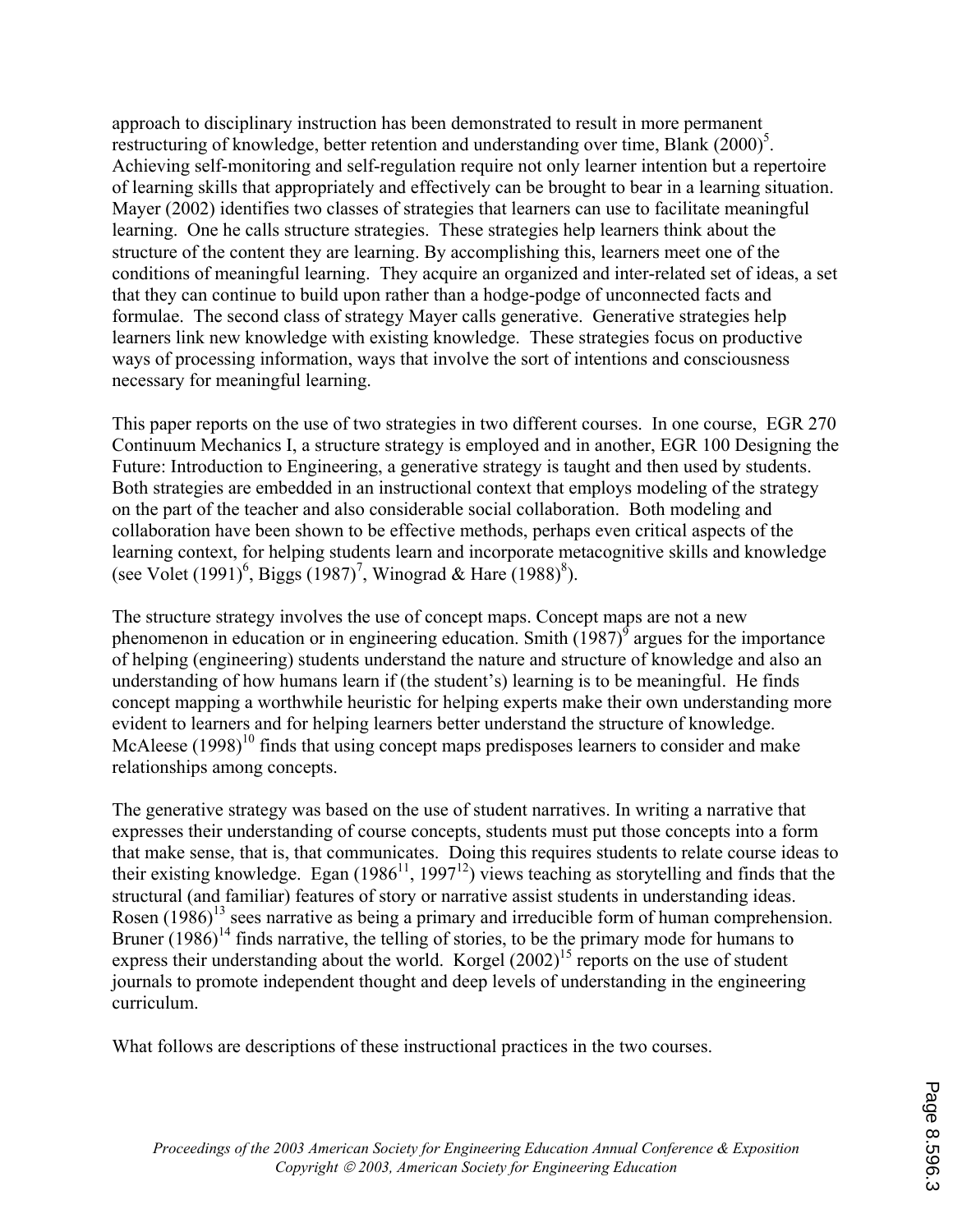approach to disciplinary instruction has been demonstrated to result in more permanent restructuring of knowledge, better retention and understanding over time, Blank (2000)[5]. Achieving self-monitoring and self-regulation require not only learner intention but a repertoire of learning skills that appropriately and effectively can be brought to bear in a learning situation. Mayer (2002) identifies two classes of strategies that learners can use to facilitate meaningful learning. One he calls structure strategies. These strategies help learners think about the structure of the content they are learning. By accomplishing this, learners meet one of the conditions of meaningful learning. They acquire an organized and inter-related set of ideas, a set that they can continue to build upon rather than a hodge-podge of unconnected facts and formulae. The second class of strategy Mayer calls generative. Generative strategies help learners link new knowledge with existing knowledge. These strategies focus on productive ways of processing information, ways that involve the sort of intentions and consciousness necessary for meaningful learning.

This paper reports on the use of two strategies in two different courses. In one course, EGR 270 Continuum Mechanics I, a structure strategy is employed and in another, EGR 100 Designing the Future: Introduction to Engineering, a generative strategy is taught and then used by students. Both strategies are embedded in an instructional context that employs modeling of the strategy on the part of the teacher and also considerable social collaboration. Both modeling and collaboration have been shown to be effective methods, perhaps even critical aspects of the learning context, for helping students learn and incorporate metacognitive skills and knowledge (see Volet (1991)[6], Biggs (1987)[7], Winograd & Hare (1988)[8]).

The structure strategy involves the use of concept maps. Concept maps are not a new phenomenon in education or in engineering education. Smith (1987)[9] argues for the importance of helping (engineering) students understand the nature and structure of knowledge and also an understanding of how humans learn if (the student's) learning is to be meaningful. He finds concept mapping a worthwhile heuristic for helping experts make their own understanding more evident to learners and for helping learners better understand the structure of knowledge. McAleese (1998)[10] finds that using concept maps predisposes learners to consider and make relationships among concepts.

The generative strategy was based on the use of student narratives. In writing a narrative that expresses their understanding of course concepts, students must put those concepts into a form that make sense, that is, that communicates. Doing this requires students to relate course ideas to their existing knowledge. Egan (1986[11], 1997[12]) views teaching as storytelling and finds that the structural (and familiar) features of story or narrative assist students in understanding ideas. Rosen (1986)[13] sees narrative as being a primary and irreducible form of human comprehension. Bruner (1986)[14] finds narrative, the telling of stories, to be the primary mode for humans to express their understanding about the world. Korgel (2002)[15] reports on the use of student journals to promote independent thought and deep levels of understanding in the engineering curriculum.

What follows are descriptions of these instructional practices in the two courses.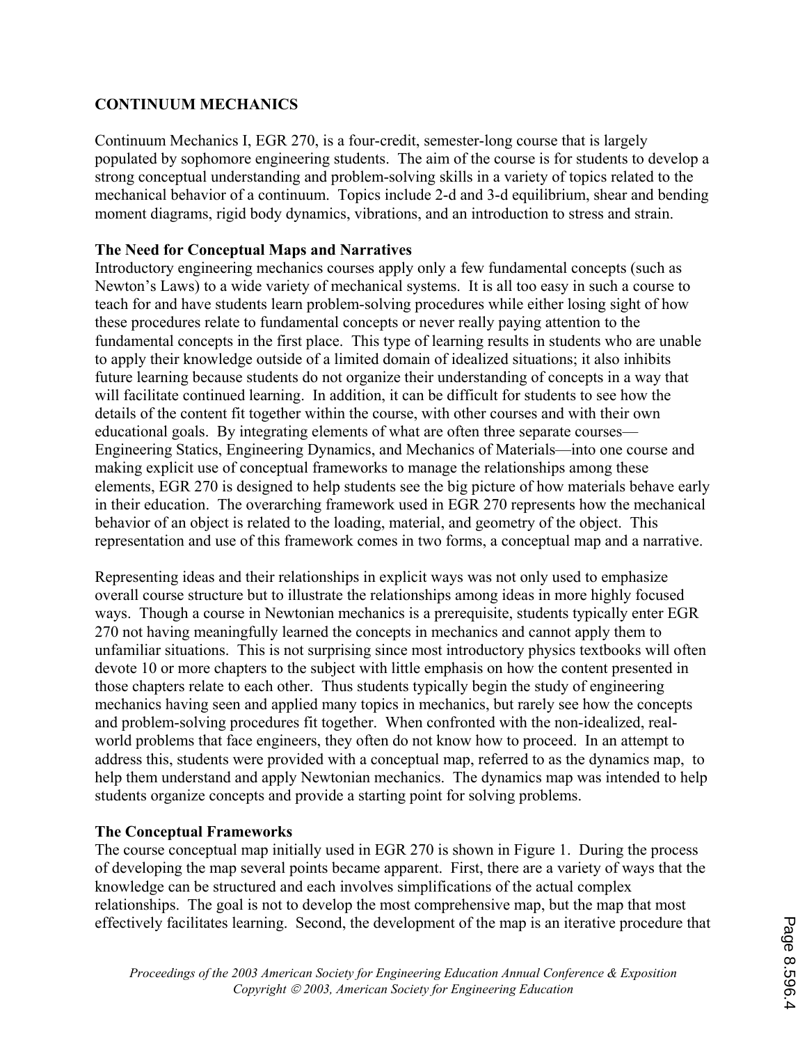## CONTINUUM MECHANICS

Continuum Mechanics I, EGR 270, is a four-credit, semester-long course that is largely populated by sophomore engineering students. The aim of the course is for students to develop a strong conceptual understanding and problem-solving skills in a variety of topics related to the mechanical behavior of a continuum. Topics include 2-d and 3-d equilibrium, shear and bending moment diagrams, rigid body dynamics, vibrations, and an introduction to stress and strain.

### The Need for Conceptual Maps and Narratives

Introductory engineering mechanics courses apply only a few fundamental concepts (such as Newton's Laws) to a wide variety of mechanical systems. It is all too easy in such a course to teach for and have students learn problem-solving procedures while either losing sight of how these procedures relate to fundamental concepts or never really paying attention to the fundamental concepts in the first place. This type of learning results in students who are unable to apply their knowledge outside of a limited domain of idealized situations; it also inhibits future learning because students do not organize their understanding of concepts in a way that will facilitate continued learning. In addition, it can be difficult for students to see how the details of the content fit together within the course, with other courses and with their own educational goals. By integrating elements of what are often three separate courses—Engineering Statics, Engineering Dynamics, and Mechanics of Materials—into one course and making explicit use of conceptual frameworks to manage the relationships among these elements, EGR 270 is designed to help students see the big picture of how materials behave early in their education. The overarching framework used in EGR 270 represents how the mechanical behavior of an object is related to the loading, material, and geometry of the object. This representation and use of this framework comes in two forms, a conceptual map and a narrative.

Representing ideas and their relationships in explicit ways was not only used to emphasize overall course structure but to illustrate the relationships among ideas in more highly focused ways. Though a course in Newtonian mechanics is a prerequisite, students typically enter EGR 270 not having meaningfully learned the concepts in mechanics and cannot apply them to unfamiliar situations. This is not surprising since most introductory physics textbooks will often devote 10 or more chapters to the subject with little emphasis on how the content presented in those chapters relate to each other. Thus students typically begin the study of engineering mechanics having seen and applied many topics in mechanics, but rarely see how the concepts and problem-solving procedures fit together. When confronted with the non-idealized, real-world problems that face engineers, they often do not know how to proceed. In an attempt to address this, students were provided with a conceptual map, referred to as the dynamics map, to help them understand and apply Newtonian mechanics. The dynamics map was intended to help students organize concepts and provide a starting point for solving problems.

### The Conceptual Frameworks

The course conceptual map initially used in EGR 270 is shown in Figure 1. During the process of developing the map several points became apparent. First, there are a variety of ways that the knowledge can be structured and each involves simplifications of the actual complex relationships. The goal is not to develop the most comprehensive map, but the map that most effectively facilitates learning. Second, the development of the map is an iterative procedure that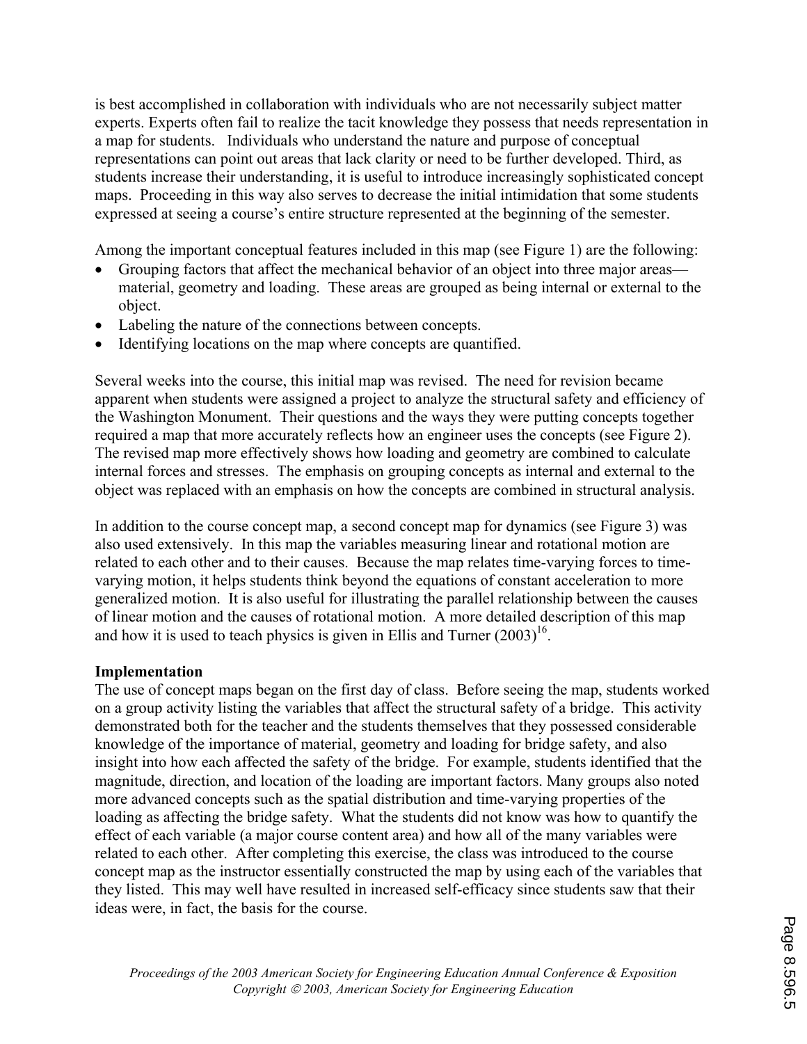is best accomplished in collaboration with individuals who are not necessarily subject matter experts. Experts often fail to realize the tacit knowledge they possess that needs representation in a map for students. Individuals who understand the nature and purpose of conceptual representations can point out areas that lack clarity or need to be further developed. Third, as students increase their understanding, it is useful to introduce increasingly sophisticated concept maps. Proceeding in this way also serves to decrease the initial intimidation that some students expressed at seeing a course's entire structure represented at the beginning of the semester.

Among the important conceptual features included in this map (see Figure 1) are the following:

- Grouping factors that affect the mechanical behavior of an object into three major areas—material, geometry and loading. These areas are grouped as being internal or external to the object.
- Labeling the nature of the connections between concepts.
- Identifying locations on the map where concepts are quantified.

Several weeks into the course, this initial map was revised. The need for revision became apparent when students were assigned a project to analyze the structural safety and efficiency of the Washington Monument. Their questions and the ways they were putting concepts together required a map that more accurately reflects how an engineer uses the concepts (see Figure 2). The revised map more effectively shows how loading and geometry are combined to calculate internal forces and stresses. The emphasis on grouping concepts as internal and external to the object was replaced with an emphasis on how the concepts are combined in structural analysis.

In addition to the course concept map, a second concept map for dynamics (see Figure 3) was also used extensively. In this map the variables measuring linear and rotational motion are related to each other and to their causes. Because the map relates time-varying forces to time-varying motion, it helps students think beyond the equations of constant acceleration to more generalized motion. It is also useful for illustrating the parallel relationship between the causes of linear motion and the causes of rotational motion. A more detailed description of this map and how it is used to teach physics is given in Ellis and Turner (2003)[16].

**Implementation**

The use of concept maps began on the first day of class. Before seeing the map, students worked on a group activity listing the variables that affect the structural safety of a bridge. This activity demonstrated both for the teacher and the students themselves that they possessed considerable knowledge of the importance of material, geometry and loading for bridge safety, and also insight into how each affected the safety of the bridge. For example, students identified that the magnitude, direction, and location of the loading are important factors. Many groups also noted more advanced concepts such as the spatial distribution and time-varying properties of the loading as affecting the bridge safety. What the students did not know was how to quantify the effect of each variable (a major course content area) and how all of the many variables were related to each other. After completing this exercise, the class was introduced to the course concept map as the instructor essentially constructed the map by using each of the variables that they listed. This may well have resulted in increased self-efficacy since students saw that their ideas were, in fact, the basis for the course.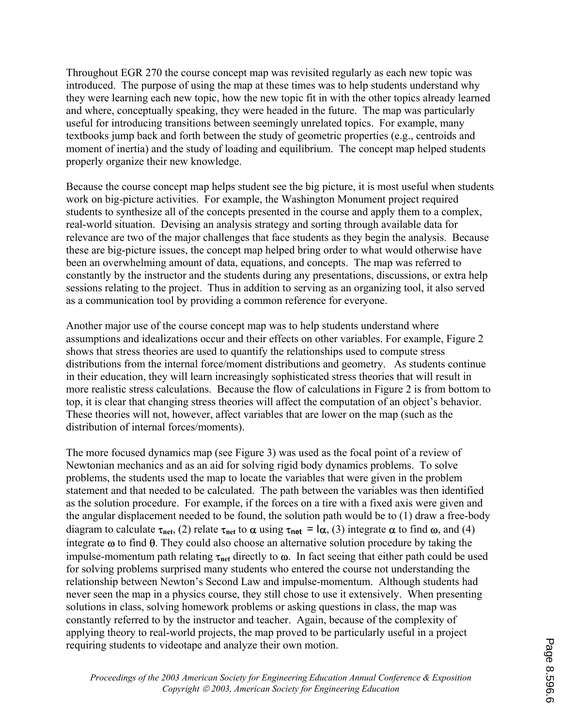Throughout EGR 270 the course concept map was revisited regularly as each new topic was introduced. The purpose of using the map at these times was to help students understand why they were learning each new topic, how the new topic fit in with the other topics already learned and where, conceptually speaking, they were headed in the future. The map was particularly useful for introducing transitions between seemingly unrelated topics. For example, many textbooks jump back and forth between the study of geometric properties (e.g., centroids and moment of inertia) and the study of loading and equilibrium. The concept map helped students properly organize their new knowledge.

Because the course concept map helps student see the big picture, it is most useful when students work on big-picture activities. For example, the Washington Monument project required students to synthesize all of the concepts presented in the course and apply them to a complex, real-world situation. Devising an analysis strategy and sorting through available data for relevance are two of the major challenges that face students as they begin the analysis. Because these are big-picture issues, the concept map helped bring order to what would otherwise have been an overwhelming amount of data, equations, and concepts. The map was referred to constantly by the instructor and the students during any presentations, discussions, or extra help sessions relating to the project. Thus in addition to serving as an organizing tool, it also served as a communication tool by providing a common reference for everyone.

Another major use of the course concept map was to help students understand where assumptions and idealizations occur and their effects on other variables. For example, Figure 2 shows that stress theories are used to quantify the relationships used to compute stress distributions from the internal force/moment distributions and geometry. As students continue in their education, they will learn increasingly sophisticated stress theories that will result in more realistic stress calculations. Because the flow of calculations in Figure 2 is from bottom to top, it is clear that changing stress theories will affect the computation of an object's behavior. These theories will not, however, affect variables that are lower on the map (such as the distribution of internal forces/moments).

The more focused dynamics map (see Figure 3) was used as the focal point of a review of Newtonian mechanics and as an aid for solving rigid body dynamics problems. To solve problems, the students used the map to locate the variables that were given in the problem statement and that needed to be calculated. The path between the variables was then identified as the solution procedure. For example, if the forces on a tire with a fixed axis were given and the angular displacement needed to be found, the solution path would be to (1) draw a free-body diagram to calculate $\tau_{net}$, (2) relate $\tau_{net}$ to $\alpha$ using $\tau_{net} = I\alpha$, (3) integrate $\alpha$ to find $\omega$, and (4) integrate $\omega$ to find $\theta$. They could also choose an alternative solution procedure by taking the impulse-momentum path relating $\tau_{net}$ directly to $\omega$. In fact seeing that either path could be used for solving problems surprised many students who entered the course not understanding the relationship between Newton's Second Law and impulse-momentum. Although students had never seen the map in a physics course, they still chose to use it extensively. When presenting solutions in class, solving homework problems or asking questions in class, the map was constantly referred to by the instructor and teacher. Again, because of the complexity of applying theory to real-world projects, the map proved to be particularly useful in a project requiring students to videotape and analyze their own motion.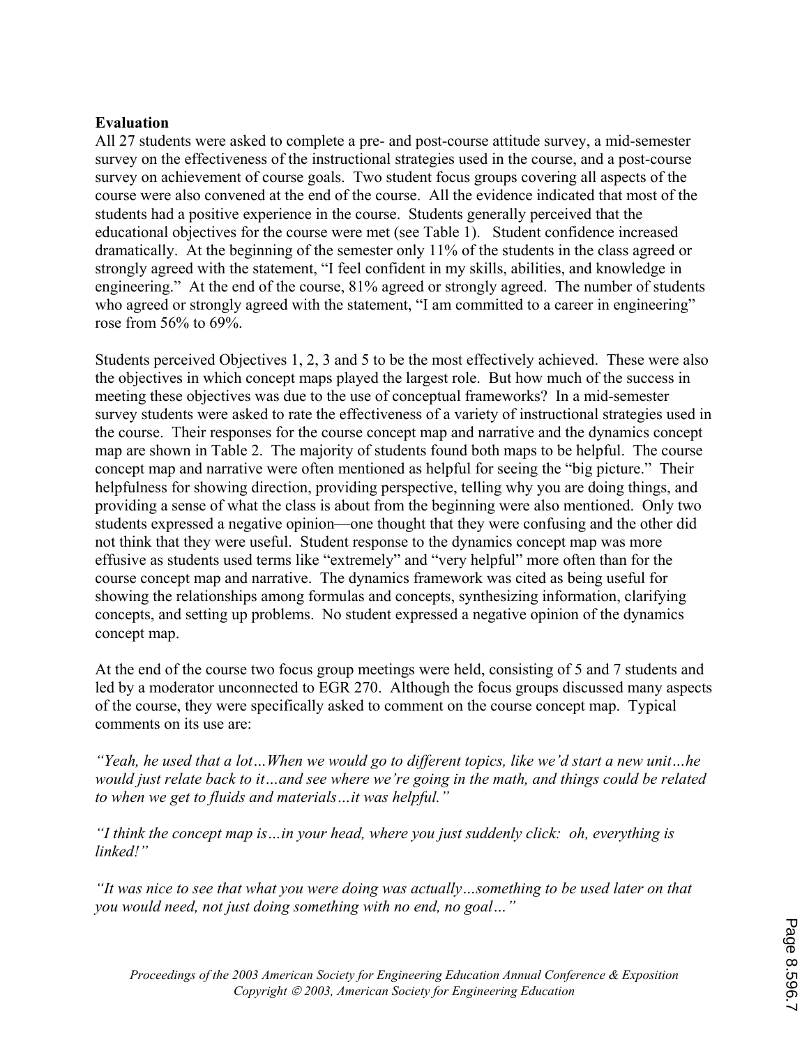**Evaluation**

All 27 students were asked to complete a pre- and post-course attitude survey, a mid-semester survey on the effectiveness of the instructional strategies used in the course, and a post-course survey on achievement of course goals. Two student focus groups covering all aspects of the course were also convened at the end of the course. All the evidence indicated that most of the students had a positive experience in the course. Students generally perceived that the educational objectives for the course were met (see Table 1). Student confidence increased dramatically. At the beginning of the semester only 11% of the students in the class agreed or strongly agreed with the statement, "I feel confident in my skills, abilities, and knowledge in engineering." At the end of the course, 81% agreed or strongly agreed. The number of students who agreed or strongly agreed with the statement, "I am committed to a career in engineering" rose from 56% to 69%.

Students perceived Objectives 1, 2, 3 and 5 to be the most effectively achieved. These were also the objectives in which concept maps played the largest role. But how much of the success in meeting these objectives was due to the use of conceptual frameworks? In a mid-semester survey students were asked to rate the effectiveness of a variety of instructional strategies used in the course. Their responses for the course concept map and narrative and the dynamics concept map are shown in Table 2. The majority of students found both maps to be helpful. The course concept map and narrative were often mentioned as helpful for seeing the "big picture." Their helpfulness for showing direction, providing perspective, telling why you are doing things, and providing a sense of what the class is about from the beginning were also mentioned. Only two students expressed a negative opinion—one thought that they were confusing and the other did not think that they were useful. Student response to the dynamics concept map was more effusive as students used terms like "extremely" and "very helpful" more often than for the course concept map and narrative. The dynamics framework was cited as being useful for showing the relationships among formulas and concepts, synthesizing information, clarifying concepts, and setting up problems. No student expressed a negative opinion of the dynamics concept map.

At the end of the course two focus group meetings were held, consisting of 5 and 7 students and led by a moderator unconnected to EGR 270. Although the focus groups discussed many aspects of the course, they were specifically asked to comment on the course concept map. Typical comments on its use are:

*"Yeah, he used that a lot…When we would go to different topics, like we'd start a new unit…he would just relate back to it…and see where we're going in the math, and things could be related to when we get to fluids and materials…it was helpful."*

*"I think the concept map is…in your head, where you just suddenly click: oh, everything is linked!"*

*"It was nice to see that what you were doing was actually…something to be used later on that you would need, not just doing something with no end, no goal…"*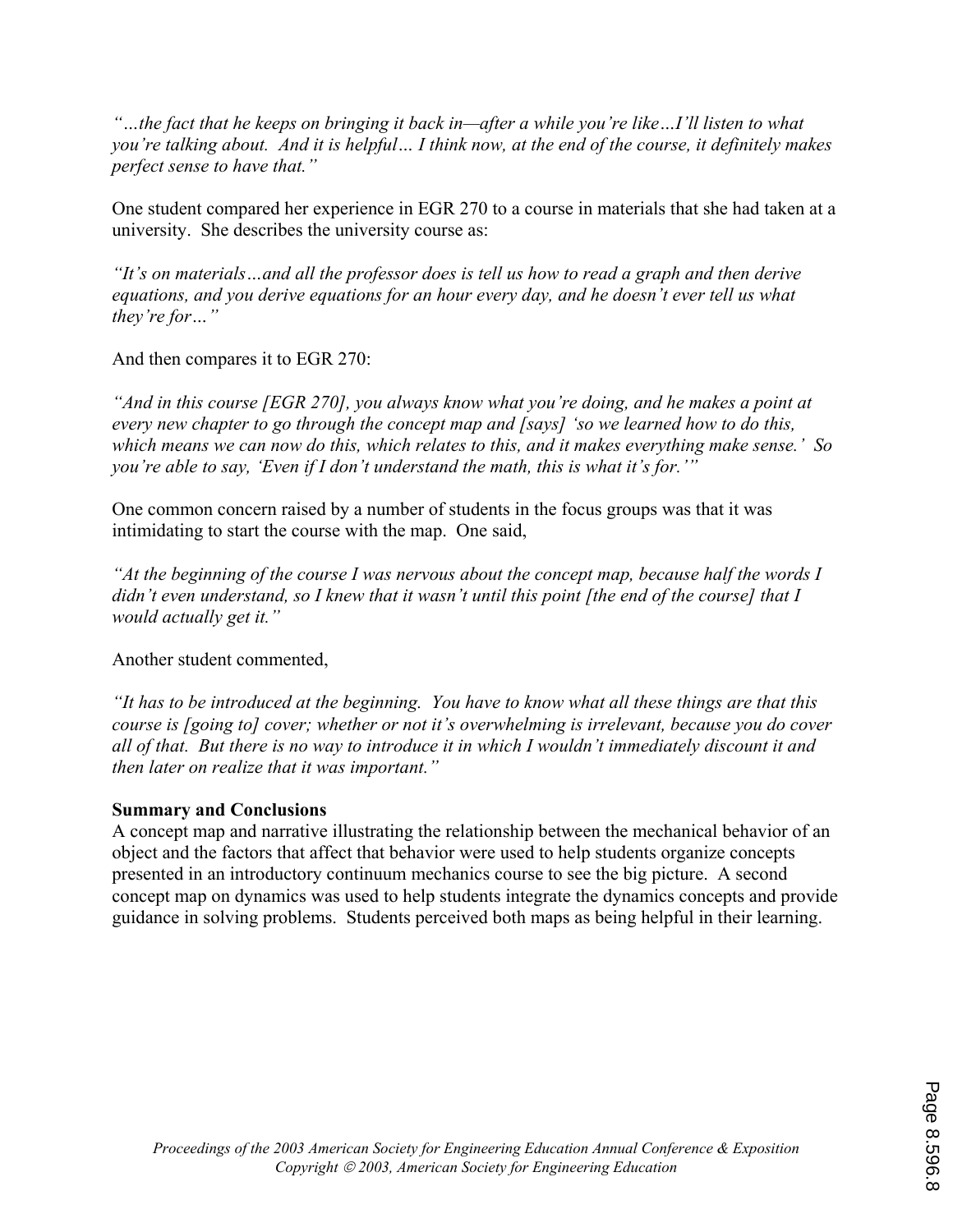*"…the fact that he keeps on bringing it back in—after a while you're like…I'll listen to what you're talking about. And it is helpful… I think now, at the end of the course, it definitely makes perfect sense to have that."*

One student compared her experience in EGR 270 to a course in materials that she had taken at a university. She describes the university course as:

*"It's on materials…and all the professor does is tell us how to read a graph and then derive equations, and you derive equations for an hour every day, and he doesn't ever tell us what they're for…"*

And then compares it to EGR 270:

*"And in this course [EGR 270], you always know what you're doing, and he makes a point at every new chapter to go through the concept map and [says] 'so we learned how to do this, which means we can now do this, which relates to this, and it makes everything make sense.' So you're able to say, 'Even if I don't understand the math, this is what it's for.'"*

One common concern raised by a number of students in the focus groups was that it was intimidating to start the course with the map. One said,

*"At the beginning of the course I was nervous about the concept map, because half the words I didn't even understand, so I knew that it wasn't until this point [the end of the course] that I would actually get it."*

Another student commented,

*"It has to be introduced at the beginning. You have to know what all these things are that this course is [going to] cover; whether or not it's overwhelming is irrelevant, because you do cover all of that. But there is no way to introduce it in which I wouldn't immediately discount it and then later on realize that it was important."*

**Summary and Conclusions**

A concept map and narrative illustrating the relationship between the mechanical behavior of an object and the factors that affect that behavior were used to help students organize concepts presented in an introductory continuum mechanics course to see the big picture. A second concept map on dynamics was used to help students integrate the dynamics concepts and provide guidance in solving problems. Students perceived both maps as being helpful in their learning.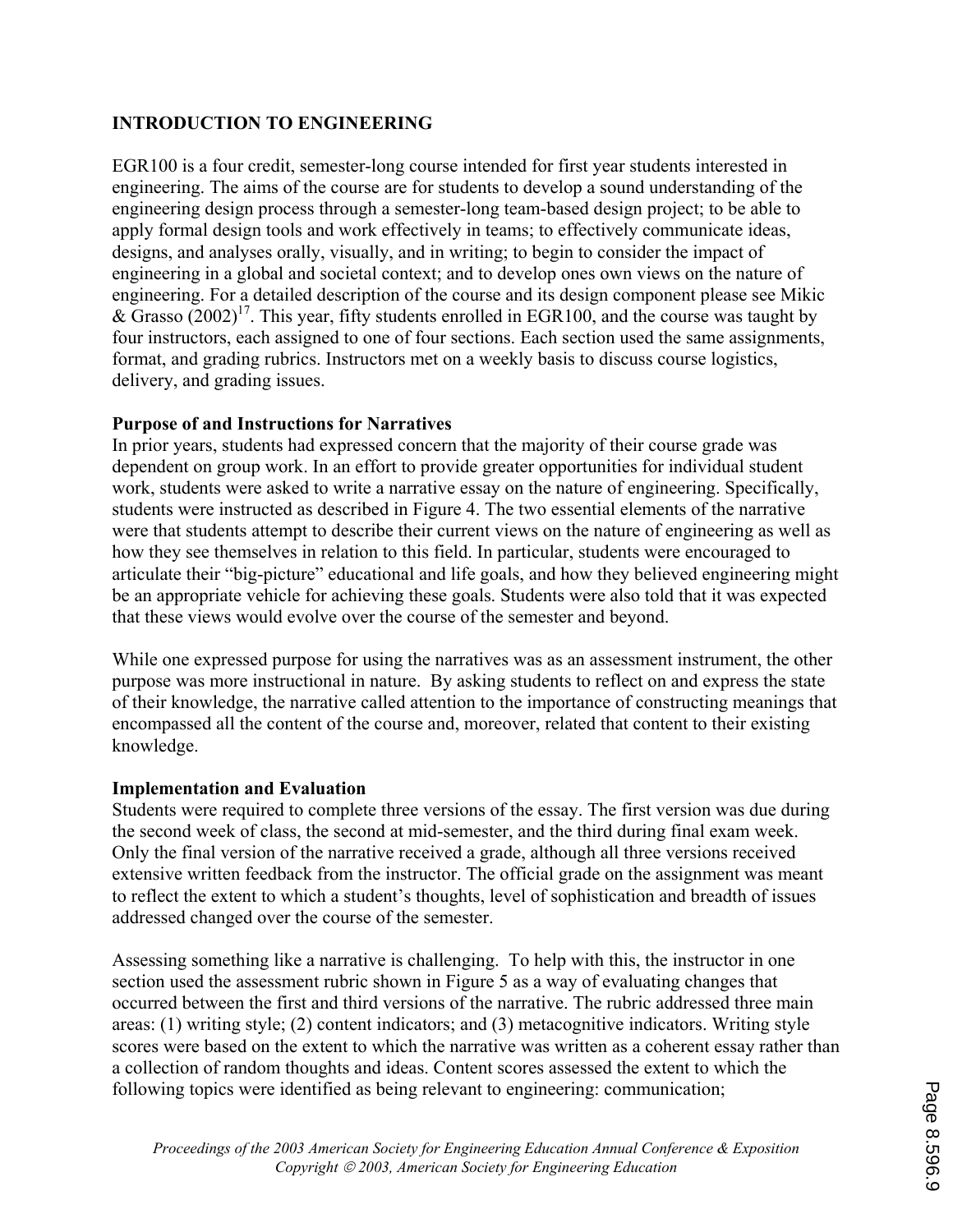## INTRODUCTION TO ENGINEERING

EGR100 is a four credit, semester-long course intended for first year students interested in engineering. The aims of the course are for students to develop a sound understanding of the engineering design process through a semester-long team-based design project; to be able to apply formal design tools and work effectively in teams; to effectively communicate ideas, designs, and analyses orally, visually, and in writing; to begin to consider the impact of engineering in a global and societal context; and to develop ones own views on the nature of engineering. For a detailed description of the course and its design component please see Mikic & Grasso (2002)[17]. This year, fifty students enrolled in EGR100, and the course was taught by four instructors, each assigned to one of four sections. Each section used the same assignments, format, and grading rubrics. Instructors met on a weekly basis to discuss course logistics, delivery, and grading issues.

### Purpose of and Instructions for Narratives

In prior years, students had expressed concern that the majority of their course grade was dependent on group work. In an effort to provide greater opportunities for individual student work, students were asked to write a narrative essay on the nature of engineering. Specifically, students were instructed as described in Figure 4. The two essential elements of the narrative were that students attempt to describe their current views on the nature of engineering as well as how they see themselves in relation to this field. In particular, students were encouraged to articulate their "big-picture" educational and life goals, and how they believed engineering might be an appropriate vehicle for achieving these goals. Students were also told that it was expected that these views would evolve over the course of the semester and beyond.

While one expressed purpose for using the narratives was as an assessment instrument, the other purpose was more instructional in nature. By asking students to reflect on and express the state of their knowledge, the narrative called attention to the importance of constructing meanings that encompassed all the content of the course and, moreover, related that content to their existing knowledge.

### Implementation and Evaluation

Students were required to complete three versions of the essay. The first version was due during the second week of class, the second at mid-semester, and the third during final exam week. Only the final version of the narrative received a grade, although all three versions received extensive written feedback from the instructor. The official grade on the assignment was meant to reflect the extent to which a student's thoughts, level of sophistication and breadth of issues addressed changed over the course of the semester.

Assessing something like a narrative is challenging. To help with this, the instructor in one section used the assessment rubric shown in Figure 5 as a way of evaluating changes that occurred between the first and third versions of the narrative. The rubric addressed three main areas: (1) writing style; (2) content indicators; and (3) metacognitive indicators. Writing style scores were based on the extent to which the narrative was written as a coherent essay rather than a collection of random thoughts and ideas. Content scores assessed the extent to which the following topics were identified as being relevant to engineering: communication;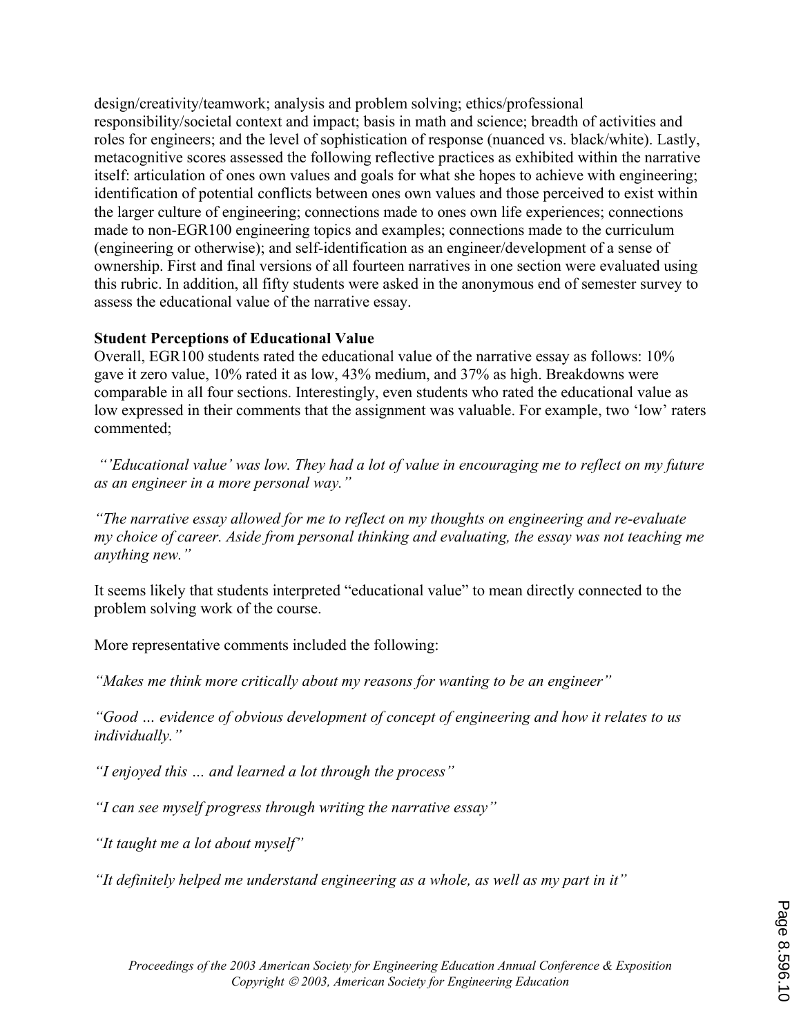design/creativity/teamwork; analysis and problem solving; ethics/professional responsibility/societal context and impact; basis in math and science; breadth of activities and roles for engineers; and the level of sophistication of response (nuanced vs. black/white). Lastly, metacognitive scores assessed the following reflective practices as exhibited within the narrative itself: articulation of ones own values and goals for what she hopes to achieve with engineering; identification of potential conflicts between ones own values and those perceived to exist within the larger culture of engineering; connections made to ones own life experiences; connections made to non-EGR100 engineering topics and examples; connections made to the curriculum (engineering or otherwise); and self-identification as an engineer/development of a sense of ownership. First and final versions of all fourteen narratives in one section were evaluated using this rubric. In addition, all fifty students were asked in the anonymous end of semester survey to assess the educational value of the narrative essay.

**Student Perceptions of Educational Value**

Overall, EGR100 students rated the educational value of the narrative essay as follows: 10% gave it zero value, 10% rated it as low, 43% medium, and 37% as high. Breakdowns were comparable in all four sections. Interestingly, even students who rated the educational value as low expressed in their comments that the assignment was valuable. For example, two 'low' raters commented;

*"'Educational value' was low. They had a lot of value in encouraging me to reflect on my future as an engineer in a more personal way."*

*"The narrative essay allowed for me to reflect on my thoughts on engineering and re-evaluate my choice of career. Aside from personal thinking and evaluating, the essay was not teaching me anything new."*

It seems likely that students interpreted "educational value" to mean directly connected to the problem solving work of the course.

More representative comments included the following:

*"Makes me think more critically about my reasons for wanting to be an engineer"*

*"Good … evidence of obvious development of concept of engineering and how it relates to us individually."*

*"I enjoyed this … and learned a lot through the process"*

*"I can see myself progress through writing the narrative essay"*

*"It taught me a lot about myself"*

*"It definitely helped me understand engineering as a whole, as well as my part in it"*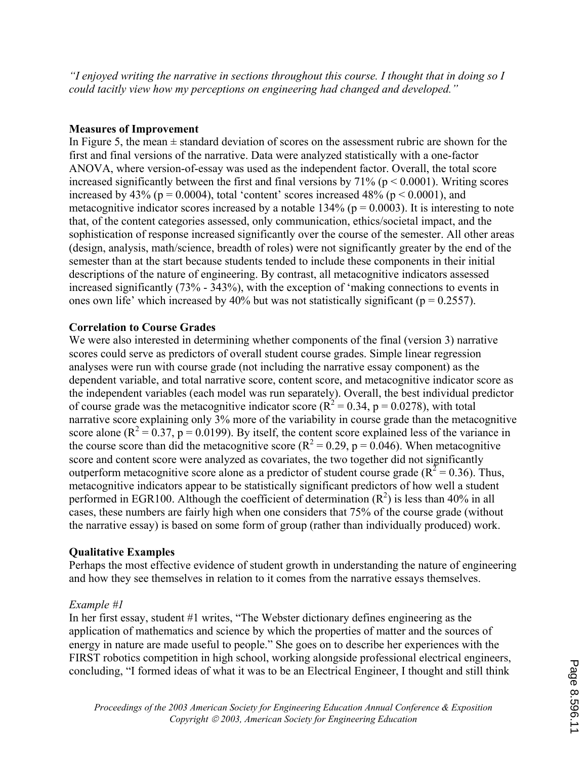*"I enjoyed writing the narrative in sections throughout this course. I thought that in doing so I could tacitly view how my perceptions on engineering had changed and developed."*

**Measures of Improvement**

In Figure 5, the mean ± standard deviation of scores on the assessment rubric are shown for the first and final versions of the narrative. Data were analyzed statistically with a one-factor ANOVA, where version-of-essay was used as the independent factor. Overall, the total score increased significantly between the first and final versions by 71% ($p < 0.0001$). Writing scores increased by 43% ($p = 0.0004$), total 'content' scores increased 48% ($p < 0.0001$), and metacognitive indicator scores increased by a notable 134% ($p = 0.0003$). It is interesting to note that, of the content categories assessed, only communication, ethics/societal impact, and the sophistication of response increased significantly over the course of the semester. All other areas (design, analysis, math/science, breadth of roles) were not significantly greater by the end of the semester than at the start because students tended to include these components in their initial descriptions of the nature of engineering. By contrast, all metacognitive indicators assessed increased significantly (73% - 343%), with the exception of 'making connections to events in ones own life' which increased by 40% but was not statistically significant ($p = 0.2557$).

**Correlation to Course Grades**

We were also interested in determining whether components of the final (version 3) narrative scores could serve as predictors of overall student course grades. Simple linear regression analyses were run with course grade (not including the narrative essay component) as the dependent variable, and total narrative score, content score, and metacognitive indicator score as the independent variables (each model was run separately). Overall, the best individual predictor of course grade was the metacognitive indicator score ($R^2 = 0.34$, $p = 0.0278$), with total narrative score explaining only 3% more of the variability in course grade than the metacognitive score alone ($R^2 = 0.37$, $p = 0.0199$). By itself, the content score explained less of the variance in the course score than did the metacognitive score ($R^2 = 0.29$, $p = 0.046$). When metacognitive score and content score were analyzed as covariates, the two together did not significantly outperform metacognitive score alone as a predictor of student course grade ($R^2 = 0.36$). Thus, metacognitive indicators appear to be statistically significant predictors of how well a student performed in EGR100. Although the coefficient of determination ($R^2$) is less than 40% in all cases, these numbers are fairly high when one considers that 75% of the course grade (without the narrative essay) is based on some form of group (rather than individually produced) work.

**Qualitative Examples**

Perhaps the most effective evidence of student growth in understanding the nature of engineering and how they see themselves in relation to it comes from the narrative essays themselves.

*Example #1*

In her first essay, student #1 writes, "The Webster dictionary defines engineering as the application of mathematics and science by which the properties of matter and the sources of energy in nature are made useful to people." She goes on to describe her experiences with the FIRST robotics competition in high school, working alongside professional electrical engineers, concluding, "I formed ideas of what it was to be an Electrical Engineer, I thought and still think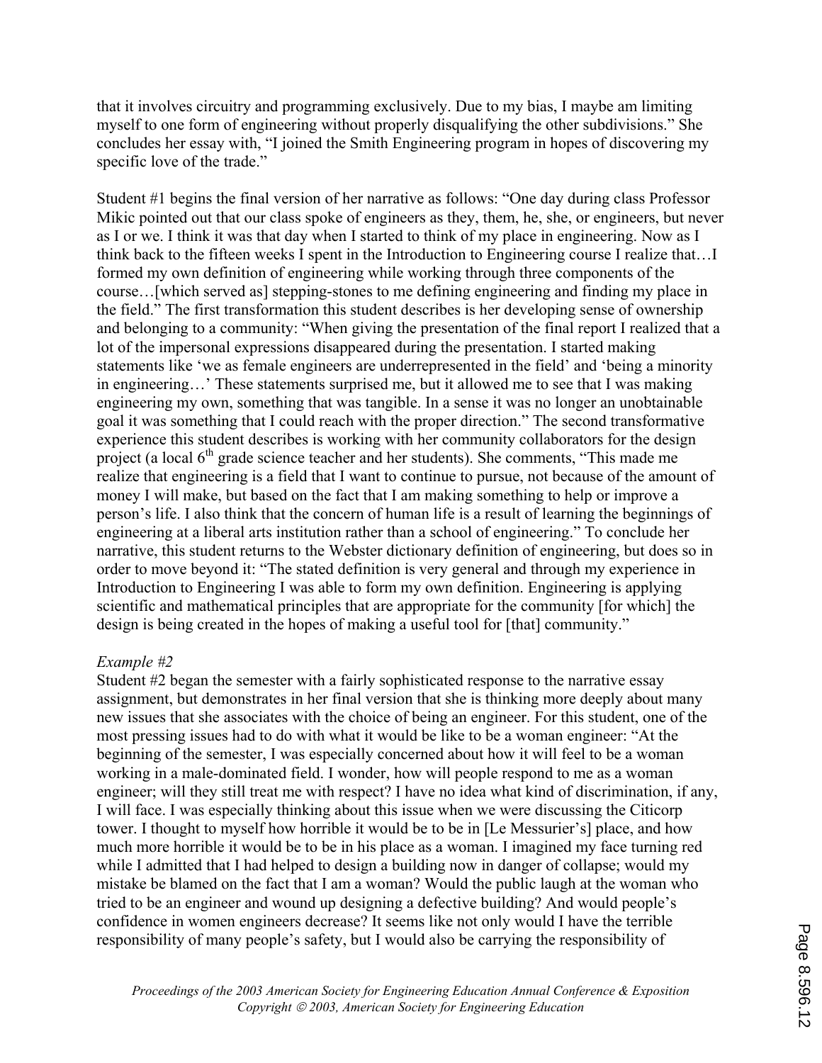that it involves circuitry and programming exclusively. Due to my bias, I maybe am limiting myself to one form of engineering without properly disqualifying the other subdivisions." She concludes her essay with, "I joined the Smith Engineering program in hopes of discovering my specific love of the trade."

Student #1 begins the final version of her narrative as follows: "One day during class Professor Mikic pointed out that our class spoke of engineers as they, them, he, she, or engineers, but never as I or we. I think it was that day when I started to think of my place in engineering. Now as I think back to the fifteen weeks I spent in the Introduction to Engineering course I realize that…I formed my own definition of engineering while working through three components of the course…[which served as] stepping-stones to me defining engineering and finding my place in the field." The first transformation this student describes is her developing sense of ownership and belonging to a community: "When giving the presentation of the final report I realized that a lot of the impersonal expressions disappeared during the presentation. I started making statements like 'we as female engineers are underrepresented in the field' and 'being a minority in engineering…' These statements surprised me, but it allowed me to see that I was making engineering my own, something that was tangible. In a sense it was no longer an unobtainable goal it was something that I could reach with the proper direction." The second transformative experience this student describes is working with her community collaborators for the design project (a local 6th grade science teacher and her students). She comments, "This made me realize that engineering is a field that I want to continue to pursue, not because of the amount of money I will make, but based on the fact that I am making something to help or improve a person's life. I also think that the concern of human life is a result of learning the beginnings of engineering at a liberal arts institution rather than a school of engineering." To conclude her narrative, this student returns to the Webster dictionary definition of engineering, but does so in order to move beyond it: "The stated definition is very general and through my experience in Introduction to Engineering I was able to form my own definition. Engineering is applying scientific and mathematical principles that are appropriate for the community [for which] the design is being created in the hopes of making a useful tool for [that] community."

*Example #2*

Student #2 began the semester with a fairly sophisticated response to the narrative essay assignment, but demonstrates in her final version that she is thinking more deeply about many new issues that she associates with the choice of being an engineer. For this student, one of the most pressing issues had to do with what it would be like to be a woman engineer: "At the beginning of the semester, I was especially concerned about how it will feel to be a woman working in a male-dominated field. I wonder, how will people respond to me as a woman engineer; will they still treat me with respect? I have no idea what kind of discrimination, if any, I will face. I was especially thinking about this issue when we were discussing the Citicorp tower. I thought to myself how horrible it would be to be in [Le Messurier's] place, and how much more horrible it would be to be in his place as a woman. I imagined my face turning red while I admitted that I had helped to design a building now in danger of collapse; would my mistake be blamed on the fact that I am a woman? Would the public laugh at the woman who tried to be an engineer and wound up designing a defective building? And would people's confidence in women engineers decrease? It seems like not only would I have the terrible responsibility of many people's safety, but I would also be carrying the responsibility of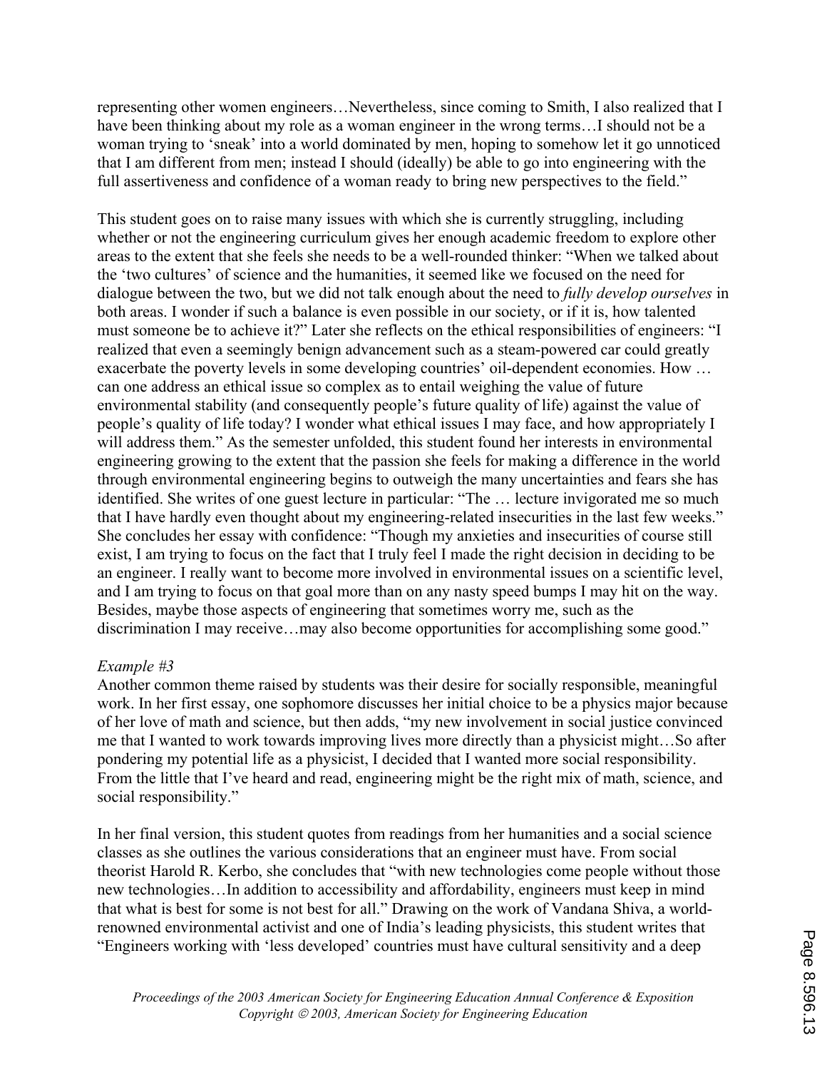representing other women engineers…Nevertheless, since coming to Smith, I also realized that I have been thinking about my role as a woman engineer in the wrong terms…I should not be a woman trying to 'sneak' into a world dominated by men, hoping to somehow let it go unnoticed that I am different from men; instead I should (ideally) be able to go into engineering with the full assertiveness and confidence of a woman ready to bring new perspectives to the field."

This student goes on to raise many issues with which she is currently struggling, including whether or not the engineering curriculum gives her enough academic freedom to explore other areas to the extent that she feels she needs to be a well-rounded thinker: "When we talked about the 'two cultures' of science and the humanities, it seemed like we focused on the need for dialogue between the two, but we did not talk enough about the need to *fully develop ourselves* in both areas. I wonder if such a balance is even possible in our society, or if it is, how talented must someone be to achieve it?" Later she reflects on the ethical responsibilities of engineers: "I realized that even a seemingly benign advancement such as a steam-powered car could greatly exacerbate the poverty levels in some developing countries' oil-dependent economies. How … can one address an ethical issue so complex as to entail weighing the value of future environmental stability (and consequently people's future quality of life) against the value of people's quality of life today? I wonder what ethical issues I may face, and how appropriately I will address them." As the semester unfolded, this student found her interests in environmental engineering growing to the extent that the passion she feels for making a difference in the world through environmental engineering begins to outweigh the many uncertainties and fears she has identified. She writes of one guest lecture in particular: "The … lecture invigorated me so much that I have hardly even thought about my engineering-related insecurities in the last few weeks." She concludes her essay with confidence: "Though my anxieties and insecurities of course still exist, I am trying to focus on the fact that I truly feel I made the right decision in deciding to be an engineer. I really want to become more involved in environmental issues on a scientific level, and I am trying to focus on that goal more than on any nasty speed bumps I may hit on the way. Besides, maybe those aspects of engineering that sometimes worry me, such as the discrimination I may receive…may also become opportunities for accomplishing some good."

*Example #3*

Another common theme raised by students was their desire for socially responsible, meaningful work. In her first essay, one sophomore discusses her initial choice to be a physics major because of her love of math and science, but then adds, "my new involvement in social justice convinced me that I wanted to work towards improving lives more directly than a physicist might…So after pondering my potential life as a physicist, I decided that I wanted more social responsibility. From the little that I've heard and read, engineering might be the right mix of math, science, and social responsibility."

In her final version, this student quotes from readings from her humanities and a social science classes as she outlines the various considerations that an engineer must have. From social theorist Harold R. Kerbo, she concludes that "with new technologies come people without those new technologies…In addition to accessibility and affordability, engineers must keep in mind that what is best for some is not best for all." Drawing on the work of Vandana Shiva, a world-renowned environmental activist and one of India's leading physicists, this student writes that "Engineers working with 'less developed' countries must have cultural sensitivity and a deep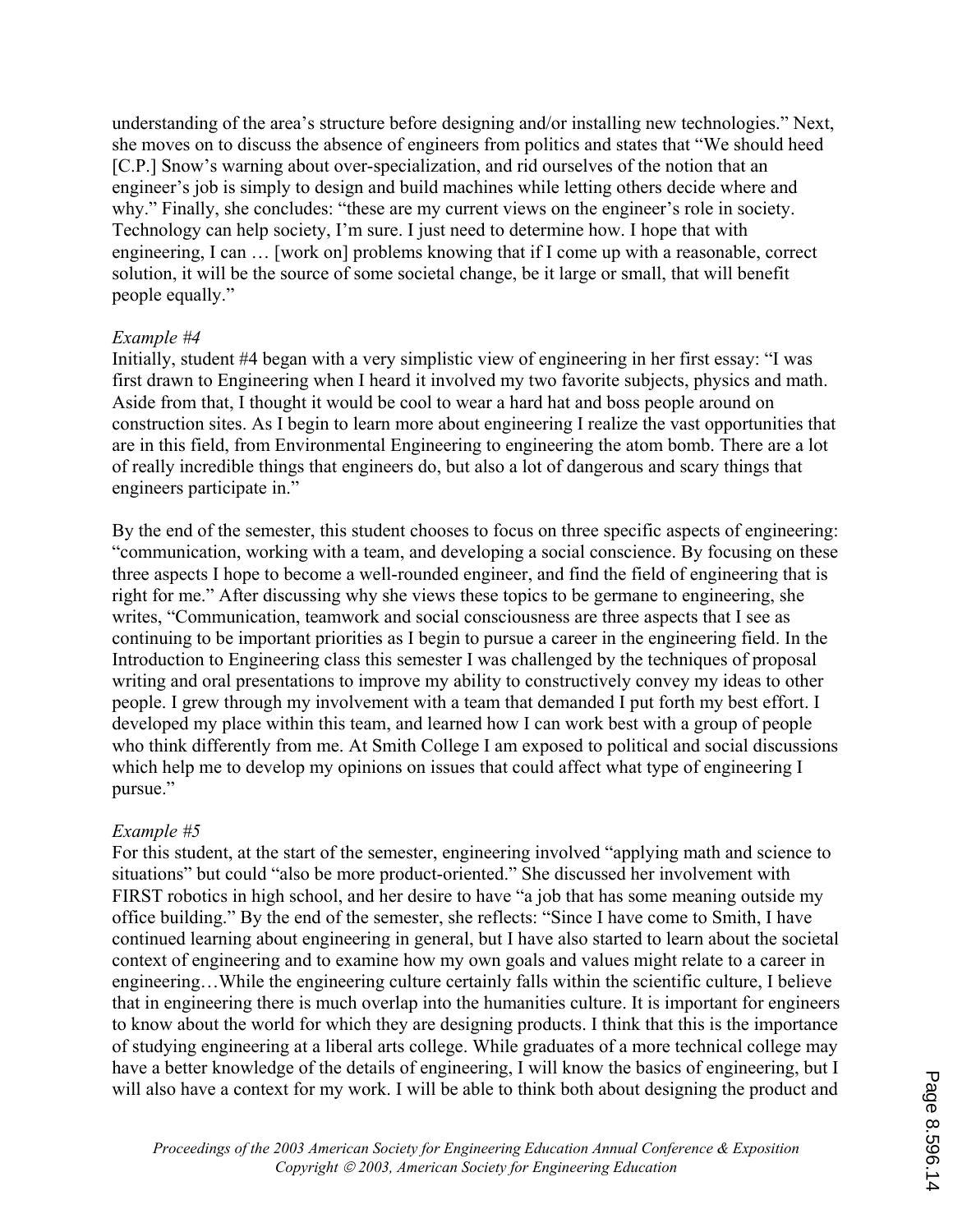understanding of the area's structure before designing and/or installing new technologies." Next, she moves on to discuss the absence of engineers from politics and states that "We should heed [C.P.] Snow's warning about over-specialization, and rid ourselves of the notion that an engineer's job is simply to design and build machines while letting others decide where and why." Finally, she concludes: "these are my current views on the engineer's role in society. Technology can help society, I'm sure. I just need to determine how. I hope that with engineering, I can … [work on] problems knowing that if I come up with a reasonable, correct solution, it will be the source of some societal change, be it large or small, that will benefit people equally."

*Example #4*

Initially, student #4 began with a very simplistic view of engineering in her first essay: "I was first drawn to Engineering when I heard it involved my two favorite subjects, physics and math. Aside from that, I thought it would be cool to wear a hard hat and boss people around on construction sites. As I begin to learn more about engineering I realize the vast opportunities that are in this field, from Environmental Engineering to engineering the atom bomb. There are a lot of really incredible things that engineers do, but also a lot of dangerous and scary things that engineers participate in."

By the end of the semester, this student chooses to focus on three specific aspects of engineering: "communication, working with a team, and developing a social conscience. By focusing on these three aspects I hope to become a well-rounded engineer, and find the field of engineering that is right for me." After discussing why she views these topics to be germane to engineering, she writes, "Communication, teamwork and social consciousness are three aspects that I see as continuing to be important priorities as I begin to pursue a career in the engineering field. In the Introduction to Engineering class this semester I was challenged by the techniques of proposal writing and oral presentations to improve my ability to constructively convey my ideas to other people. I grew through my involvement with a team that demanded I put forth my best effort. I developed my place within this team, and learned how I can work best with a group of people who think differently from me. At Smith College I am exposed to political and social discussions which help me to develop my opinions on issues that could affect what type of engineering I pursue."

*Example #5*

For this student, at the start of the semester, engineering involved "applying math and science to situations" but could "also be more product-oriented." She discussed her involvement with FIRST robotics in high school, and her desire to have "a job that has some meaning outside my office building." By the end of the semester, she reflects: "Since I have come to Smith, I have continued learning about engineering in general, but I have also started to learn about the societal context of engineering and to examine how my own goals and values might relate to a career in engineering…While the engineering culture certainly falls within the scientific culture, I believe that in engineering there is much overlap into the humanities culture. It is important for engineers to know about the world for which they are designing products. I think that this is the importance of studying engineering at a liberal arts college. While graduates of a more technical college may have a better knowledge of the details of engineering, I will know the basics of engineering, but I will also have a context for my work. I will be able to think both about designing the product and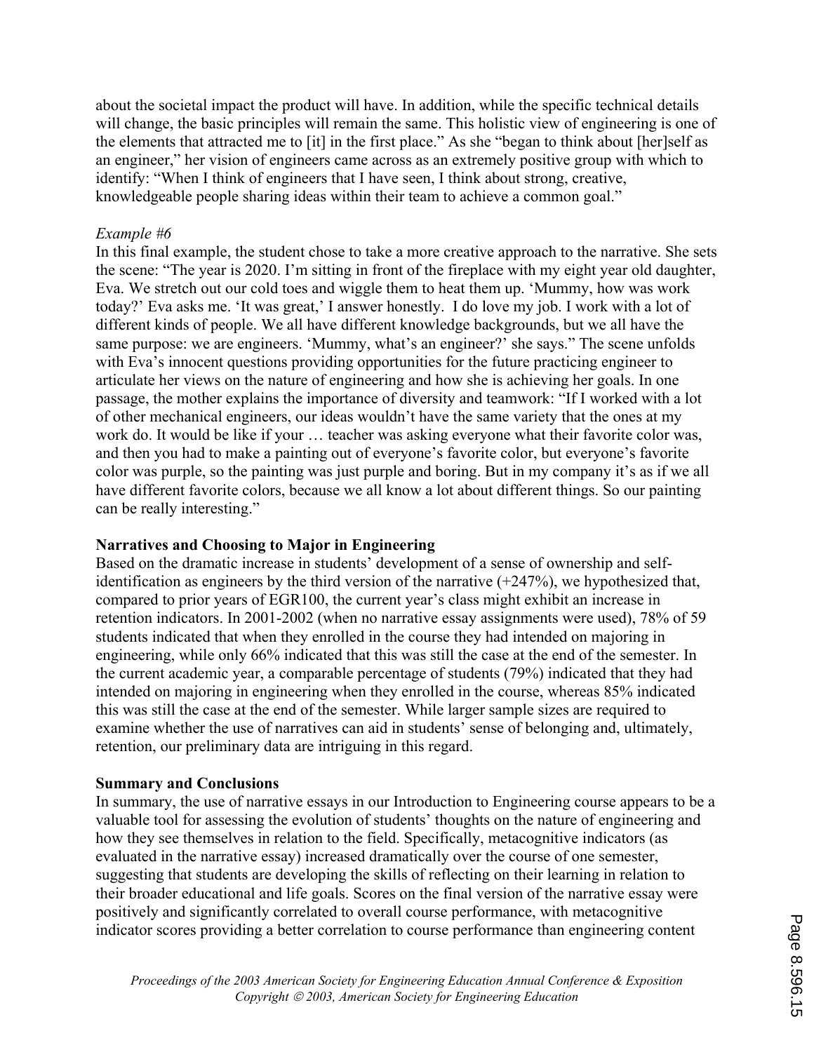about the societal impact the product will have. In addition, while the specific technical details will change, the basic principles will remain the same. This holistic view of engineering is one of the elements that attracted me to [it] in the first place." As she "began to think about [her]self as an engineer," her vision of engineers came across as an extremely positive group with which to identify: "When I think of engineers that I have seen, I think about strong, creative, knowledgeable people sharing ideas within their team to achieve a common goal."

*Example #6*

In this final example, the student chose to take a more creative approach to the narrative. She sets the scene: "The year is 2020. I'm sitting in front of the fireplace with my eight year old daughter, Eva. We stretch out our cold toes and wiggle them to heat them up. 'Mummy, how was work today?' Eva asks me. 'It was great,' I answer honestly. I do love my job. I work with a lot of different kinds of people. We all have different knowledge backgrounds, but we all have the same purpose: we are engineers. 'Mummy, what's an engineer?' she says." The scene unfolds with Eva's innocent questions providing opportunities for the future practicing engineer to articulate her views on the nature of engineering and how she is achieving her goals. In one passage, the mother explains the importance of diversity and teamwork: "If I worked with a lot of other mechanical engineers, our ideas wouldn't have the same variety that the ones at my work do. It would be like if your … teacher was asking everyone what their favorite color was, and then you had to make a painting out of everyone's favorite color, but everyone's favorite color was purple, so the painting was just purple and boring. But in my company it's as if we all have different favorite colors, because we all know a lot about different things. So our painting can be really interesting."

**Narratives and Choosing to Major in Engineering**

Based on the dramatic increase in students' development of a sense of ownership and self-identification as engineers by the third version of the narrative (+247%), we hypothesized that, compared to prior years of EGR100, the current year's class might exhibit an increase in retention indicators. In 2001-2002 (when no narrative essay assignments were used), 78% of 59 students indicated that when they enrolled in the course they had intended on majoring in engineering, while only 66% indicated that this was still the case at the end of the semester. In the current academic year, a comparable percentage of students (79%) indicated that they had intended on majoring in engineering when they enrolled in the course, whereas 85% indicated this was still the case at the end of the semester. While larger sample sizes are required to examine whether the use of narratives can aid in students' sense of belonging and, ultimately, retention, our preliminary data are intriguing in this regard.

**Summary and Conclusions**

In summary, the use of narrative essays in our Introduction to Engineering course appears to be a valuable tool for assessing the evolution of students' thoughts on the nature of engineering and how they see themselves in relation to the field. Specifically, metacognitive indicators (as evaluated in the narrative essay) increased dramatically over the course of one semester, suggesting that students are developing the skills of reflecting on their learning in relation to their broader educational and life goals. Scores on the final version of the narrative essay were positively and significantly correlated to overall course performance, with metacognitive indicator scores providing a better correlation to course performance than engineering content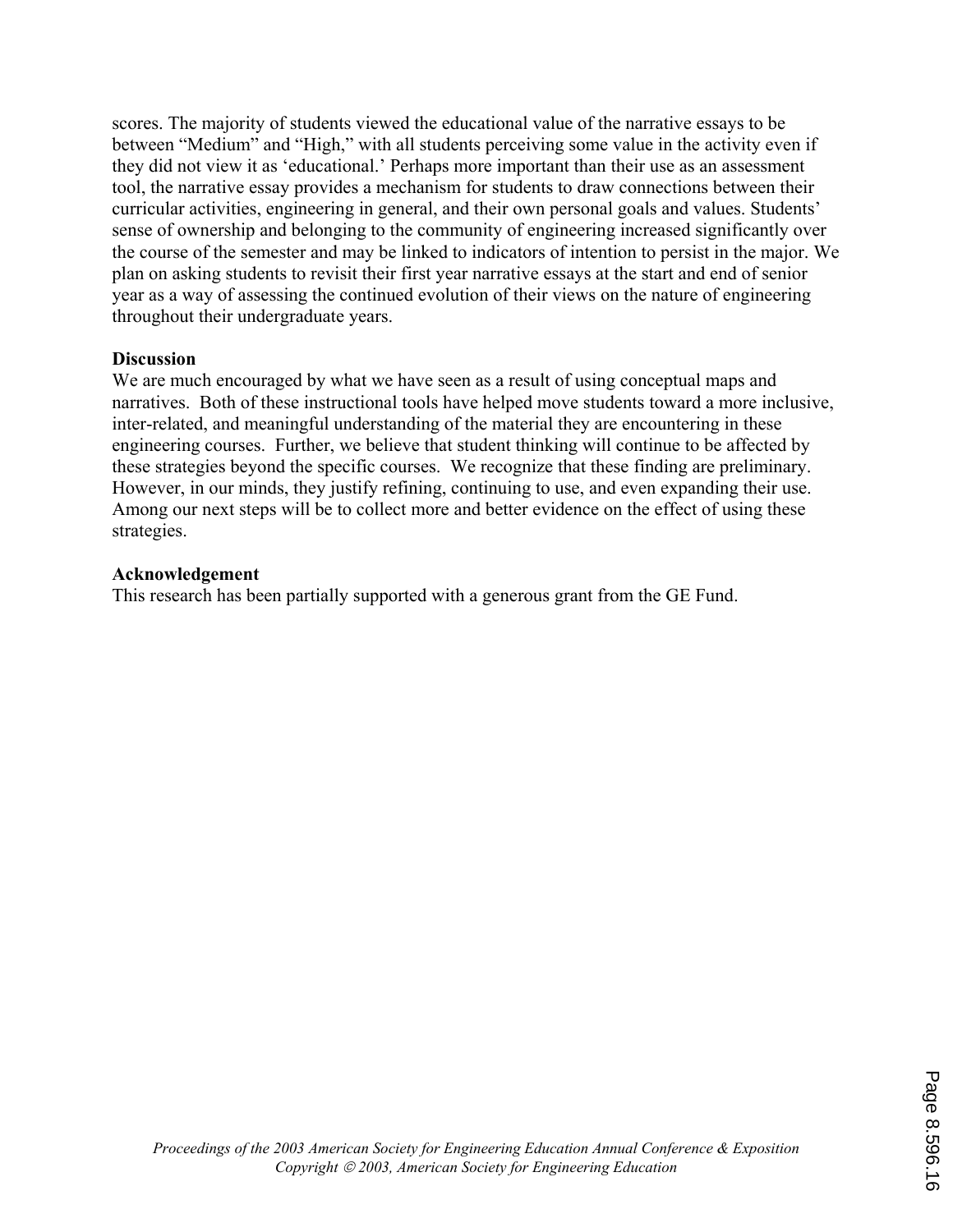scores. The majority of students viewed the educational value of the narrative essays to be between "Medium" and "High," with all students perceiving some value in the activity even if they did not view it as 'educational.' Perhaps more important than their use as an assessment tool, the narrative essay provides a mechanism for students to draw connections between their curricular activities, engineering in general, and their own personal goals and values. Students' sense of ownership and belonging to the community of engineering increased significantly over the course of the semester and may be linked to indicators of intention to persist in the major. We plan on asking students to revisit their first year narrative essays at the start and end of senior year as a way of assessing the continued evolution of their views on the nature of engineering throughout their undergraduate years.

**Discussion**

We are much encouraged by what we have seen as a result of using conceptual maps and narratives. Both of these instructional tools have helped move students toward a more inclusive, inter-related, and meaningful understanding of the material they are encountering in these engineering courses. Further, we believe that student thinking will continue to be affected by these strategies beyond the specific courses. We recognize that these finding are preliminary. However, in our minds, they justify refining, continuing to use, and even expanding their use. Among our next steps will be to collect more and better evidence on the effect of using these strategies.

**Acknowledgement**

This research has been partially supported with a generous grant from the GE Fund.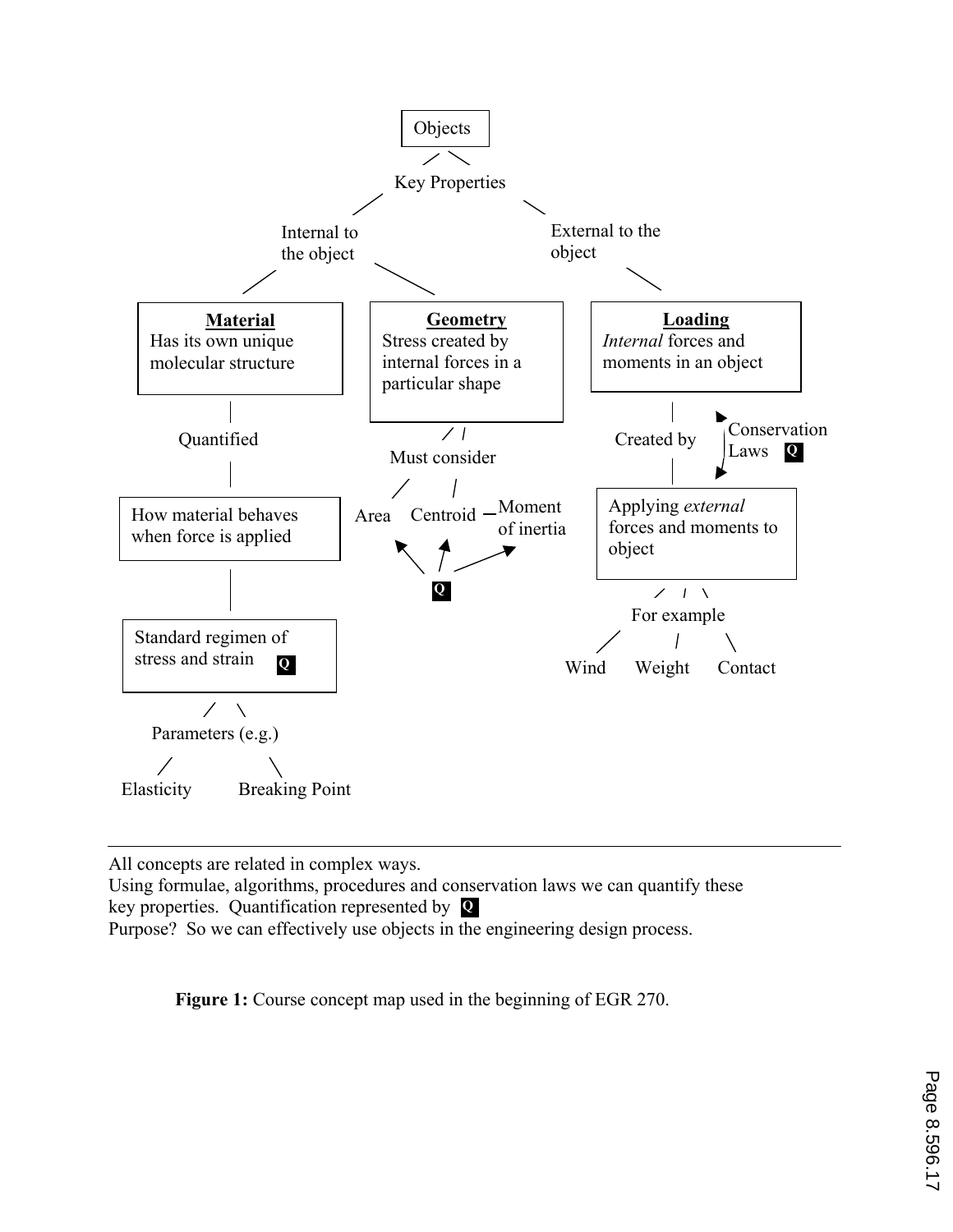Objects

Key Properties

Internal to the object

External to the object

**Material**
Has its own unique molecular structure

**Geometry**
Stress created by internal forces in a particular shape

**Loading**
*Internal* forces and moments in an object

Quantified

How material behaves when force is applied

Standard regimen of stress and strain **Q**

Parameters (e.g.)

Elasticity

Breaking Point

Must consider

Area

Centroid

Moment of inertia

**Q**

Created by

Conservation Laws **Q**

Applying *external* forces and moments to object

For example

Wind

Weight

Contact

---

All concepts are related in complex ways.
Using formulae, algorithms, procedures and conservation laws we can quantify these key properties. Quantification represented by **Q**
Purpose? So we can effectively use objects in the engineering design process.

**Figure 1:** Course concept map used in the beginning of EGR 270.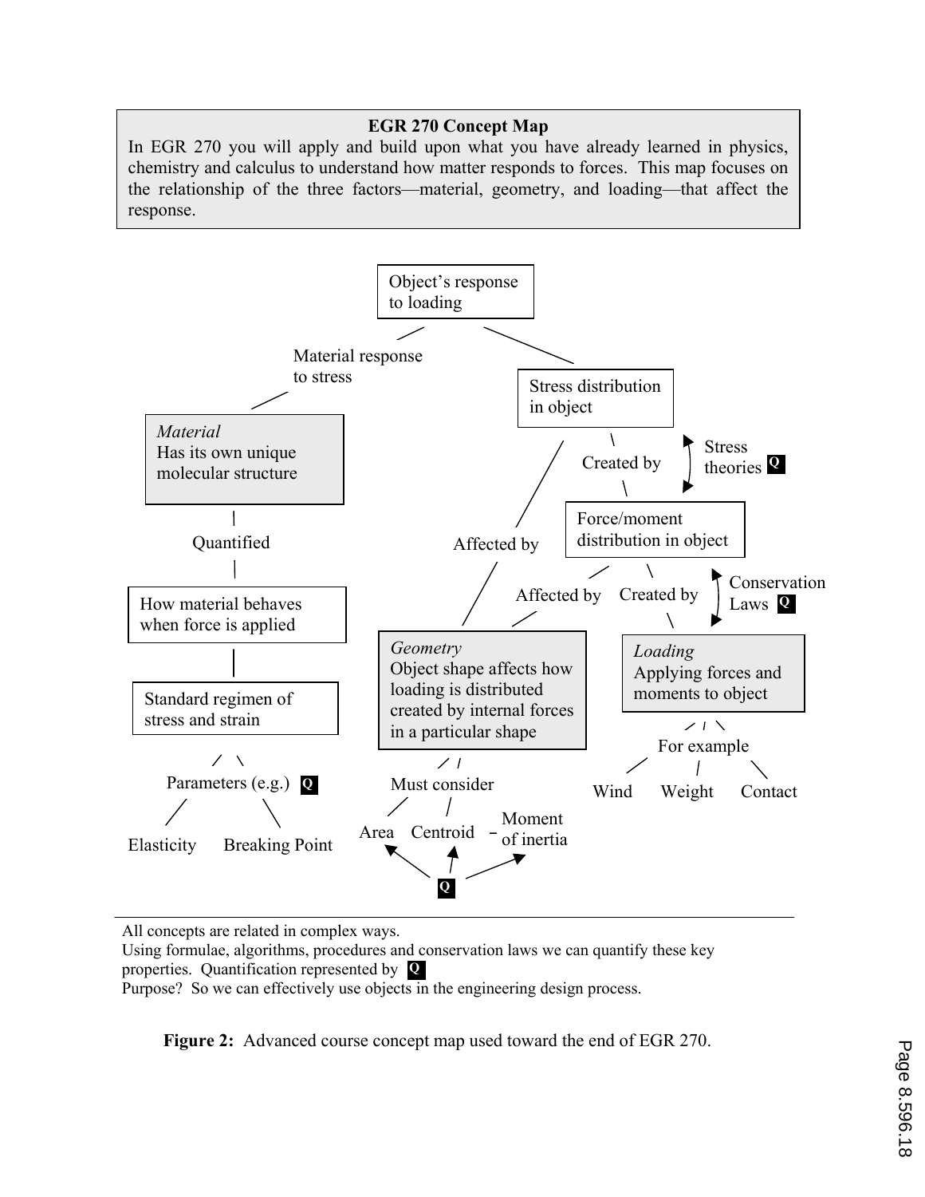**EGR 270 Concept Map**

In EGR 270 you will apply and build upon what you have already learned in physics, chemistry and calculus to understand how matter responds to forces. This map focuses on the relationship of the three factors—material, geometry, and loading—that affect the response.

Object's response to loading

Material response to stress

Stress distribution in object

*Material*
Has its own unique molecular structure

Created by

Stress theories Q

Force/moment distribution in object

Quantified

Affected by

Affected by

Created by

Conservation Laws Q

How material behaves when force is applied

*Geometry*
Object shape affects how loading is distributed created by internal forces in a particular shape

*Loading*
Applying forces and moments to object

Standard regimen of stress and strain

For example

Parameters (e.g.) Q

Must consider

Wind Weight Contact

Elasticity Breaking Point

Area Centroid Moment of inertia

Q

All concepts are related in complex ways.
Using formulae, algorithms, procedures and conservation laws we can quantify these key properties. Quantification represented by Q
Purpose? So we can effectively use objects in the engineering design process.

**Figure 2:** Advanced course concept map used toward the end of EGR 270.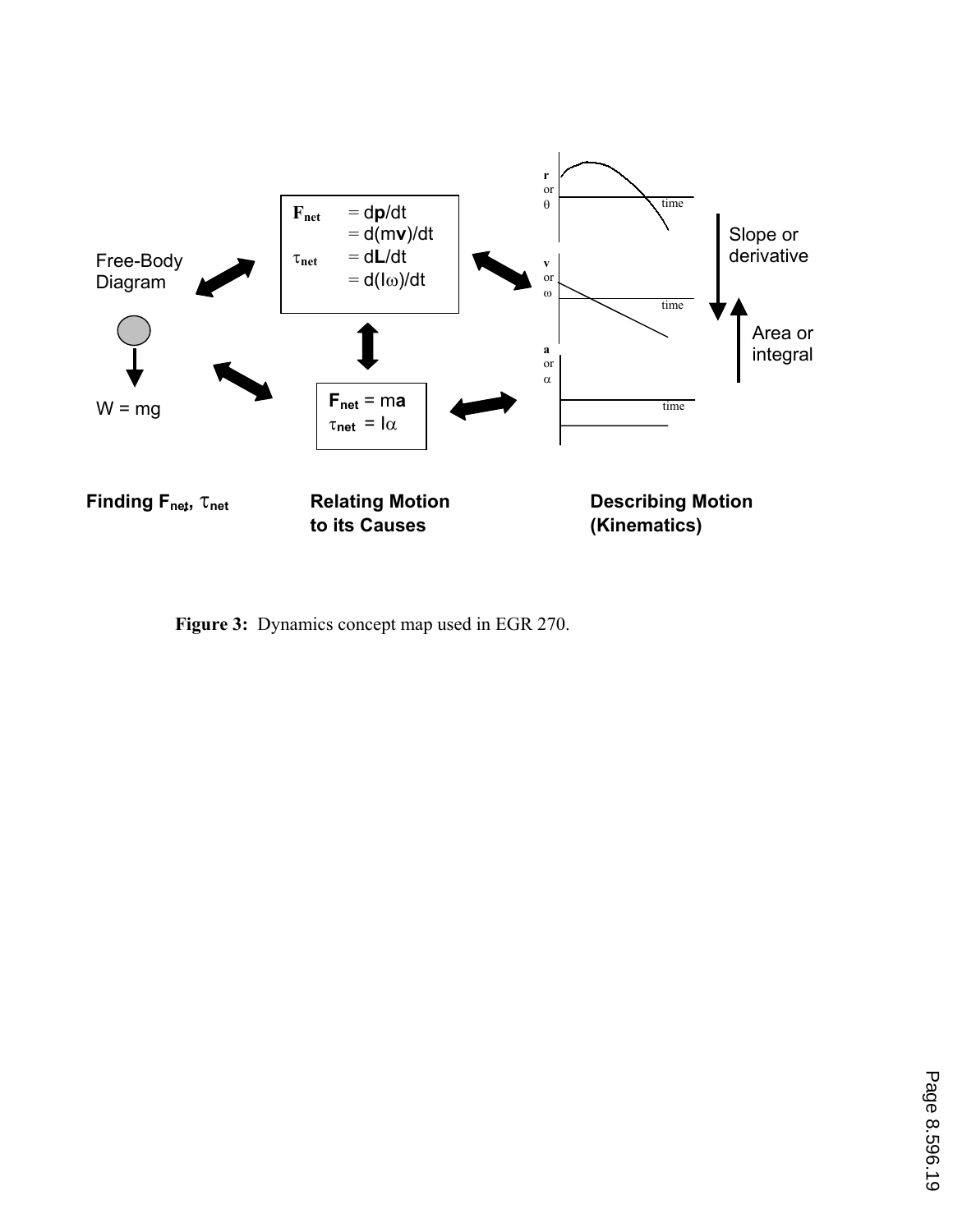Free-Body Diagram

$W = mg$

$\mathbf{F}_{net} = d\mathbf{p}/dt = d(m\mathbf{v})/dt$

$\tau_{net} = d\mathbf{L}/dt = d(I\omega)/dt$

$\mathbf{F}_{net} = m\mathbf{a}$

$\tau_{net} = I\alpha$

**r** or $\theta$ — time

**v** or $\omega$ — time

**a** or $\alpha$ — time

Slope or derivative

Area or integral

**Finding $F_{net}$, $\tau_{net}$** | **Relating Motion to its Causes** | **Describing Motion (Kinematics)**

**Figure 3:** Dynamics concept map used in EGR 270.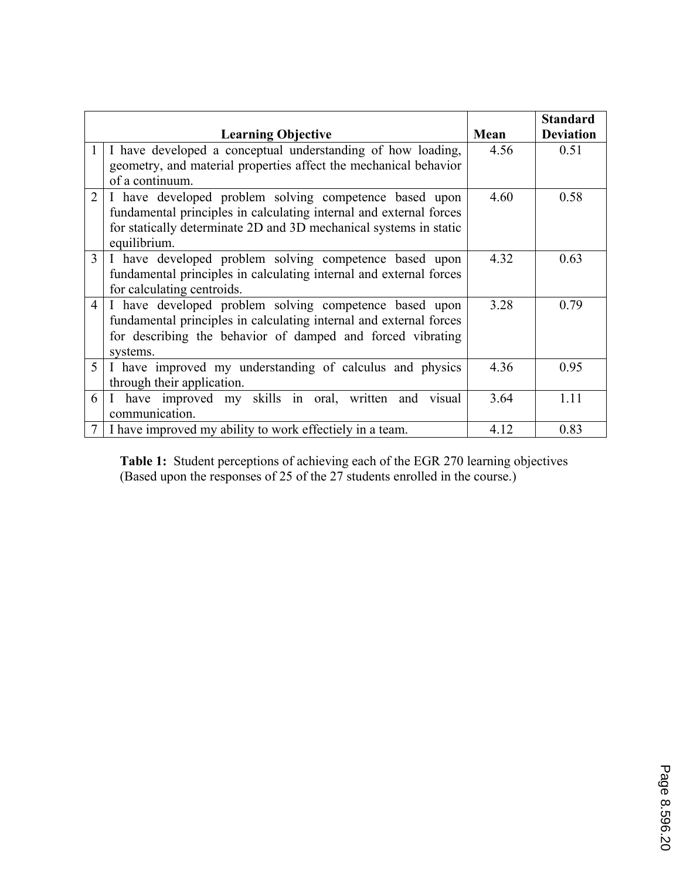| | Learning Objective | Mean | Standard Deviation |
|---|---|---|---|
| 1 | I have developed a conceptual understanding of how loading, geometry, and material properties affect the mechanical behavior of a continuum. | 4.56 | 0.51 |
| 2 | I have developed problem solving competence based upon fundamental principles in calculating internal and external forces for statically determinate 2D and 3D mechanical systems in static equilibrium. | 4.60 | 0.58 |
| 3 | I have developed problem solving competence based upon fundamental principles in calculating internal and external forces for calculating centroids. | 4.32 | 0.63 |
| 4 | I have developed problem solving competence based upon fundamental principles in calculating internal and external forces for describing the behavior of damped and forced vibrating systems. | 3.28 | 0.79 |
| 5 | I have improved my understanding of calculus and physics through their application. | 4.36 | 0.95 |
| 6 | I have improved my skills in oral, written and visual communication. | 3.64 | 1.11 |
| 7 | I have improved my ability to work effectiely in a team. | 4.12 | 0.83 |

**Table 1:** Student perceptions of achieving each of the EGR 270 learning objectives (Based upon the responses of 25 of the 27 students enrolled in the course.)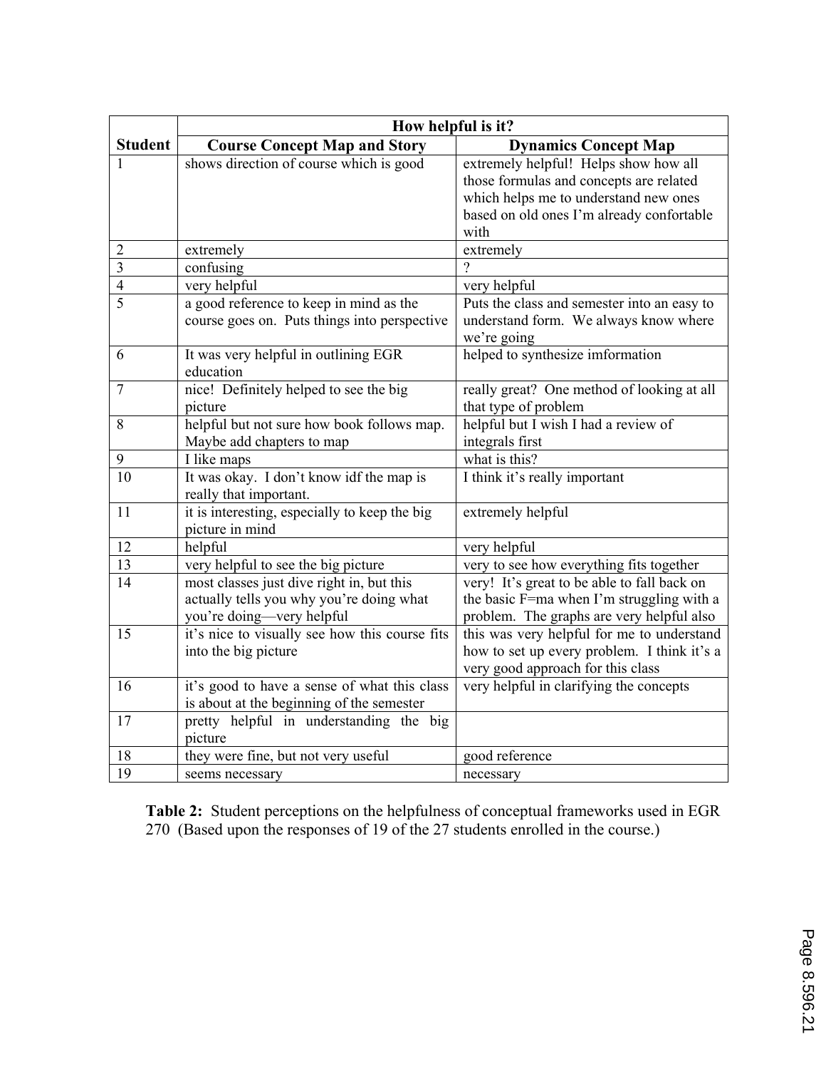| Student | How helpful is it? | |
|---|---|---|
| | **Course Concept Map and Story** | **Dynamics Concept Map** |
| 1 | shows direction of course which is good | extremely helpful! Helps show how all those formulas and concepts are related which helps me to understand new ones based on old ones I'm already confortable with |
| 2 | extremely | extremely |
| 3 | confusing | ? |
| 4 | very helpful | very helpful |
| 5 | a good reference to keep in mind as the course goes on. Puts things into perspective | Puts the class and semester into an easy to understand form. We always know where we're going |
| 6 | It was very helpful in outlining EGR education | helped to synthesize imformation |
| 7 | nice! Definitely helped to see the big picture | really great? One method of looking at all that type of problem |
| 8 | helpful but not sure how book follows map. Maybe add chapters to map | helpful but I wish I had a review of integrals first |
| 9 | I like maps | what is this? |
| 10 | It was okay. I don't know idf the map is really that important. | I think it's really important |
| 11 | it is interesting, especially to keep the big picture in mind | extremely helpful |
| 12 | helpful | very helpful |
| 13 | very helpful to see the big picture | very to see how everything fits together |
| 14 | most classes just dive right in, but this actually tells you why you're doing what you're doing—very helpful | very! It's great to be able to fall back on the basic F=ma when I'm struggling with a problem. The graphs are very helpful also |
| 15 | it's nice to visually see how this course fits into the big picture | this was very helpful for me to understand how to set up every problem. I think it's a very good approach for this class |
| 16 | it's good to have a sense of what this class is about at the beginning of the semester | very helpful in clarifying the concepts |
| 17 | pretty helpful in understanding the big picture | |
| 18 | they were fine, but not very useful | good reference |
| 19 | seems necessary | necessary |

**Table 2:** Student perceptions on the helpfulness of conceptual frameworks used in EGR 270 (Based upon the responses of 19 of the 27 students enrolled in the course.)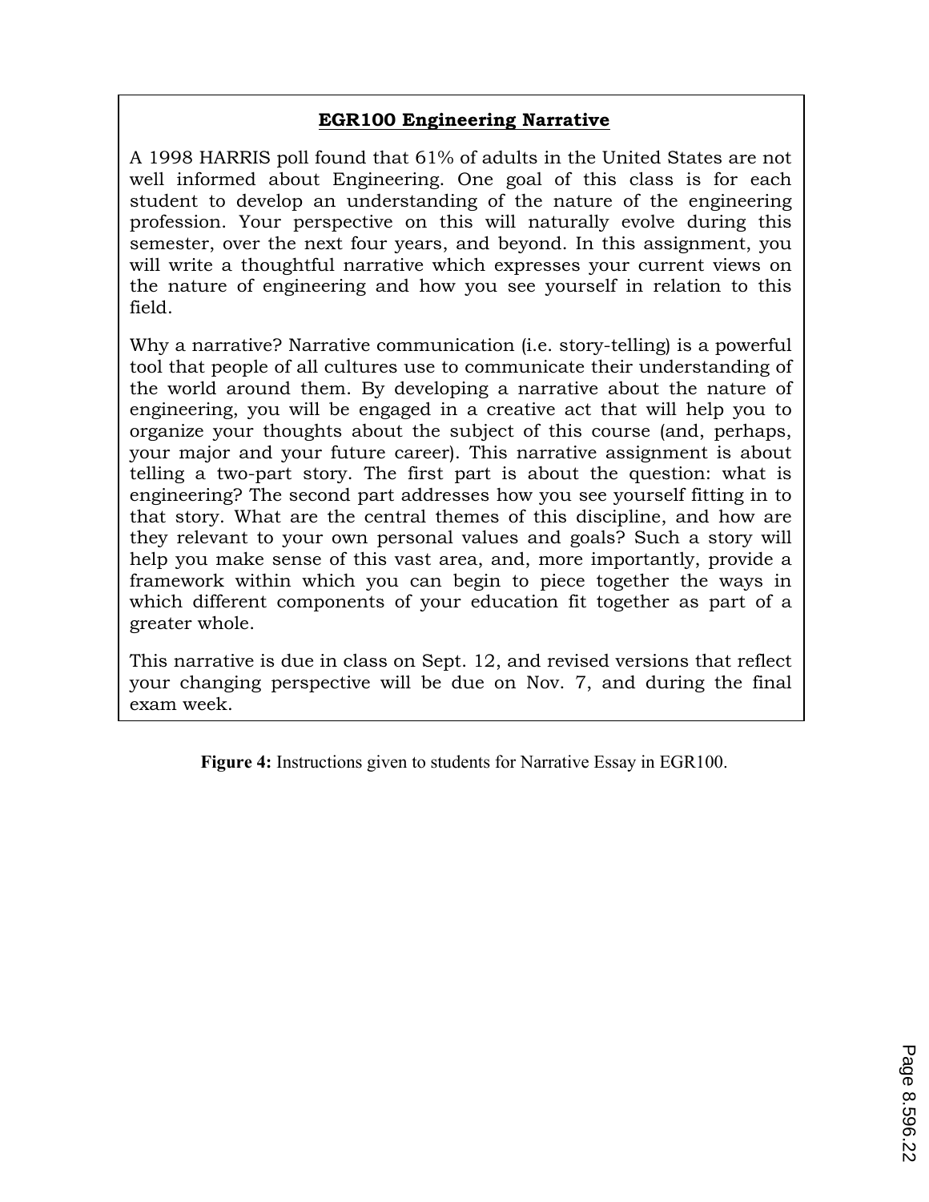**EGR100 Engineering Narrative**

A 1998 HARRIS poll found that 61% of adults in the United States are not well informed about Engineering. One goal of this class is for each student to develop an understanding of the nature of the engineering profession. Your perspective on this will naturally evolve during this semester, over the next four years, and beyond. In this assignment, you will write a thoughtful narrative which expresses your current views on the nature of engineering and how you see yourself in relation to this field.

Why a narrative? Narrative communication (i.e. story-telling) is a powerful tool that people of all cultures use to communicate their understanding of the world around them. By developing a narrative about the nature of engineering, you will be engaged in a creative act that will help you to organize your thoughts about the subject of this course (and, perhaps, your major and your future career). This narrative assignment is about telling a two-part story. The first part is about the question: what is engineering? The second part addresses how you see yourself fitting in to that story. What are the central themes of this discipline, and how are they relevant to your own personal values and goals? Such a story will help you make sense of this vast area, and, more importantly, provide a framework within which you can begin to piece together the ways in which different components of your education fit together as part of a greater whole.

This narrative is due in class on Sept. 12, and revised versions that reflect your changing perspective will be due on Nov. 7, and during the final exam week.

**Figure 4:** Instructions given to students for Narrative Essay in EGR100.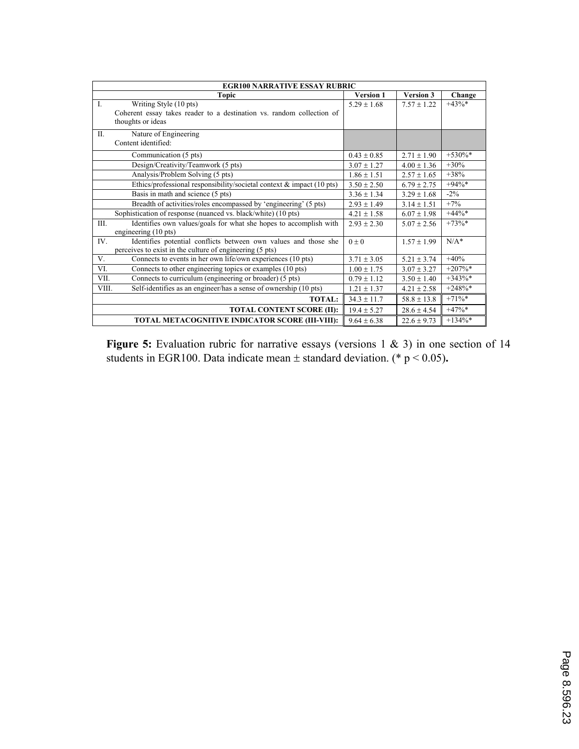| EGR100 NARRATIVE ESSAY RUBRIC | | | |
|---|---|---|---|
| **Topic** | **Version 1** | **Version 3** | **Change** |
| I. Writing Style (10 pts) Coherent essay takes reader to a destination vs. random collection of thoughts or ideas | 5.29 ± 1.68 | 7.57 ± 1.22 | +43%* |
| II. Nature of Engineering Content identified: | | | |
| Communication (5 pts) | 0.43 ± 0.85 | 2.71 ± 1.90 | +530%* |
| Design/Creativity/Teamwork (5 pts) | 3.07 ± 1.27 | 4.00 ± 1.36 | +30% |
| Analysis/Problem Solving (5 pts) | 1.86 ± 1.51 | 2.57 ± 1.65 | +38% |
| Ethics/professional responsibility/societal context & impact (10 pts) | 3.50 ± 2.50 | 6.79 ± 2.75 | +94%* |
| Basis in math and science (5 pts) | 3.36 ± 1.34 | 3.29 ± 1.68 | -2% |
| Breadth of activities/roles encompassed by 'engineering' (5 pts) | 2.93 ± 1.49 | 3.14 ± 1.51 | +7% |
| Sophistication of response (nuanced vs. black/white) (10 pts) | 4.21 ± 1.58 | 6.07 ± 1.98 | +44%* |
| III. Identifies own values/goals for what she hopes to accomplish with engineering (10 pts) | 2.93 ± 2.30 | 5.07 ± 2.56 | +73%* |
| IV. Identifies potential conflicts between own values and those she perceives to exist in the culture of engineering (5 pts) | 0 ± 0 | 1.57 ± 1.99 | N/A* |
| V. Connects to events in her own life/own experiences (10 pts) | 3.71 ± 3.05 | 5.21 ± 3.74 | +40% |
| VI. Connects to other engineering topics or examples (10 pts) | 1.00 ± 1.75 | 3.07 ± 3.27 | +207%* |
| VII. Connects to curriculum (engineering or broader) (5 pts) | 0.79 ± 1.12 | 3.50 ± 1.40 | +343%* |
| VIII. Self-identifies as an engineer/has a sense of ownership (10 pts) | 1.21 ± 1.37 | 4.21 ± 2.58 | +248%* |
| **TOTAL:** | 34.3 ± 11.7 | 58.8 ± 13.8 | +71%* |
| **TOTAL CONTENT SCORE (II):** | 19.4 ± 5.27 | 28.6 ± 4.54 | +47%* |
| **TOTAL METACOGNITIVE INDICATOR SCORE (III-VIII):** | 9.64 ± 6.38 | 22.6 ± 9.73 | +134%* |

**Figure 5:** Evaluation rubric for narrative essays (versions 1 & 3) in one section of 14 students in EGR100. Data indicate mean ± standard deviation. (* $p < 0.05$)**.**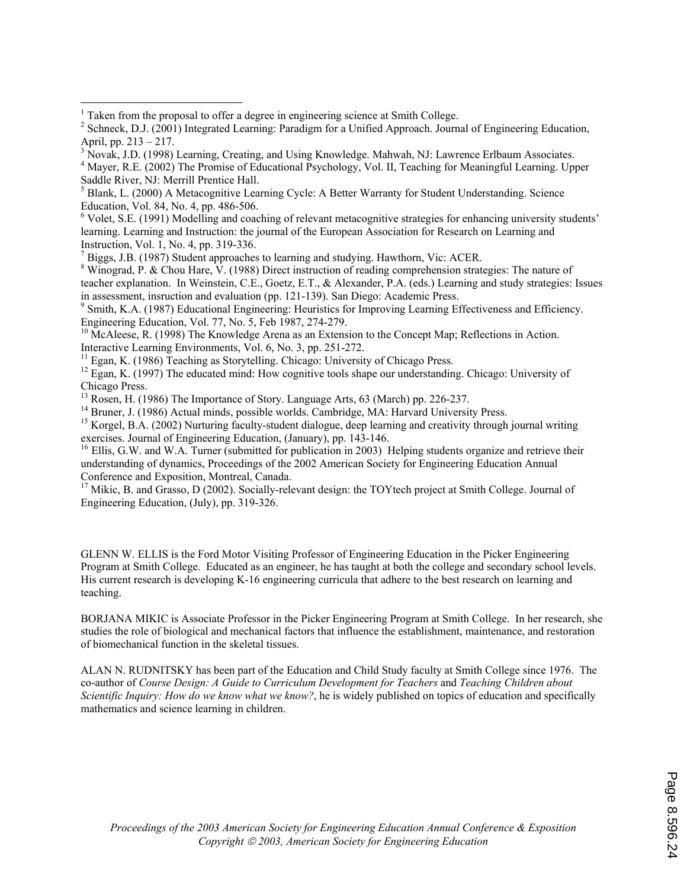[1] Taken from the proposal to offer a degree in engineering science at Smith College.
[2] Schneck, D.J. (2001) Integrated Learning: Paradigm for a Unified Approach. Journal of Engineering Education, April, pp. 213 – 217.
[3] Novak, J.D. (1998) Learning, Creating, and Using Knowledge. Mahwah, NJ: Lawrence Erlbaum Associates.
[4] Mayer, R.E. (2002) The Promise of Educational Psychology, Vol. II, Teaching for Meaningful Learning. Upper Saddle River, NJ: Merrill Prentice Hall.
[5] Blank, L. (2000) A Metacognitive Learning Cycle: A Better Warranty for Student Understanding. Science Education, Vol. 84, No. 4, pp. 486-506.
[6] Volet, S.E. (1991) Modelling and coaching of relevant metacognitive strategies for enhancing university students' learning. Learning and Instruction: the journal of the European Association for Research on Learning and Instruction, Vol. 1, No. 4, pp. 319-336.
[7] Biggs, J.B. (1987) Student approaches to learning and studying. Hawthorn, Vic: ACER.
[8] Winograd, P. & Chou Hare, V. (1988) Direct instruction of reading comprehension strategies: The nature of teacher explanation. In Weinstein, C.E., Goetz, E.T., & Alexander, P.A. (eds.) Learning and study strategies: Issues in assessment, insruction and evaluation (pp. 121-139). San Diego: Academic Press.
[9] Smith, K.A. (1987) Educational Engineering: Heuristics for Improving Learning Effectiveness and Efficiency. Engineering Education, Vol. 77, No. 5, Feb 1987, 274-279.
[10] McAleese, R. (1998) The Knowledge Arena as an Extension to the Concept Map; Reflections in Action. Interactive Learning Environments, Vol. 6, No. 3, pp. 251-272.
[11] Egan, K. (1986) Teaching as Storytelling. Chicago: University of Chicago Press.
[12] Egan, K. (1997) The educated mind: How cognitive tools shape our understanding. Chicago: University of Chicago Press.
[13] Rosen, H. (1986) The Importance of Story. Language Arts, 63 (March) pp. 226-237.
[14] Bruner, J. (1986) Actual minds, possible worlds. Cambridge, MA: Harvard University Press.
[15] Korgel, B.A. (2002) Nurturing faculty-student dialogue, deep learning and creativity through journal writing exercises. Journal of Engineering Education, (January), pp. 143-146.
[16] Ellis, G.W. and W.A. Turner (submitted for publication in 2003) Helping students organize and retrieve their understanding of dynamics, Proceedings of the 2002 American Society for Engineering Education Annual Conference and Exposition, Montreal, Canada.
[17] Mikic, B. and Grasso, D (2002). Socially-relevant design: the TOYtech project at Smith College. Journal of Engineering Education, (July), pp. 319-326.

GLENN W. ELLIS is the Ford Motor Visiting Professor of Engineering Education in the Picker Engineering Program at Smith College. Educated as an engineer, he has taught at both the college and secondary school levels. His current research is developing K-16 engineering curricula that adhere to the best research on learning and teaching.

BORJANA MIKIC is Associate Professor in the Picker Engineering Program at Smith College. In her research, she studies the role of biological and mechanical factors that influence the establishment, maintenance, and restoration of biomechanical function in the skeletal tissues.

ALAN N. RUDNITSKY has been part of the Education and Child Study faculty at Smith College since 1976. The co-author of *Course Design: A Guide to Curriculum Development for Teachers* and *Teaching Children about Scientific Inquiry: How do we know what we know?*, he is widely published on topics of education and specifically mathematics and science learning in children.